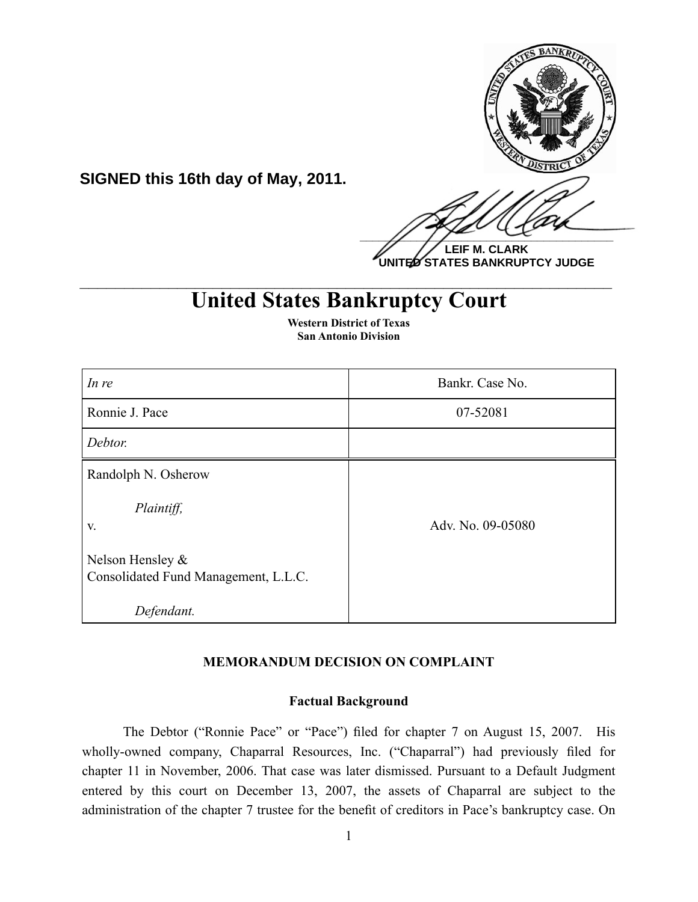**SIGNED this 16th day of May, 2011.**

**LEIF M. CLARK**
**UNITED STATES BANKRUPTCY JUDGE**

# United States Bankruptcy Court

**Western District of Texas**
**San Antonio Division**

| *In re* | Bankr. Case No. |
| --- | --- |
| Ronnie J. Pace | 07-52081 |
| *Debtor.* | |
| Randolph N. Osherow<br><br>*Plaintiff,*<br>v.<br><br>Nelson Hensley &<br>Consolidated Fund Management, L.L.C.<br><br>*Defendant.* | Adv. No. 09-05080 |

**MEMORANDUM DECISION ON COMPLAINT**

**Factual Background**

The Debtor ("Ronnie Pace" or "Pace") filed for chapter 7 on August 15, 2007. His wholly-owned company, Chaparral Resources, Inc. ("Chaparral") had previously filed for chapter 11 in November, 2006. That case was later dismissed. Pursuant to a Default Judgment entered by this court on December 13, 2007, the assets of Chaparral are subject to the administration of the chapter 7 trustee for the benefit of creditors in Pace's bankruptcy case. On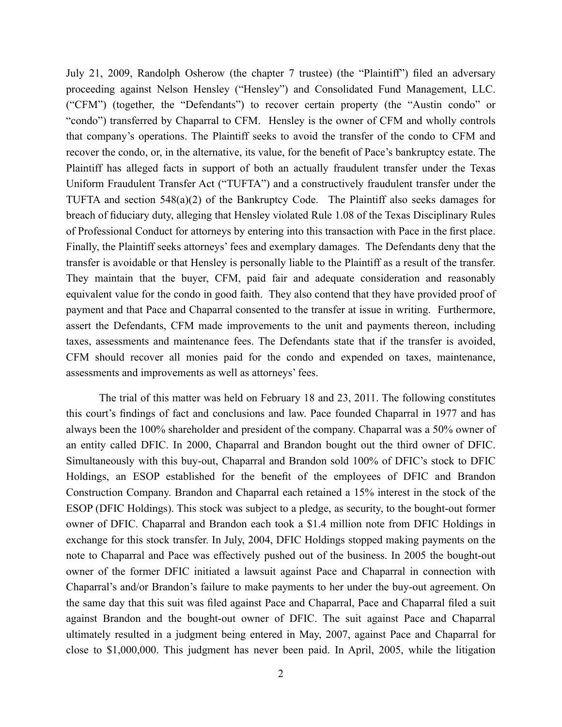July 21, 2009, Randolph Osherow (the chapter 7 trustee) (the "Plaintiff") filed an adversary proceeding against Nelson Hensley ("Hensley") and Consolidated Fund Management, LLC. ("CFM") (together, the "Defendants") to recover certain property (the "Austin condo" or "condo") transferred by Chaparral to CFM. Hensley is the owner of CFM and wholly controls that company's operations. The Plaintiff seeks to avoid the transfer of the condo to CFM and recover the condo, or, in the alternative, its value, for the benefit of Pace's bankruptcy estate. The Plaintiff has alleged facts in support of both an actually fraudulent transfer under the Texas Uniform Fraudulent Transfer Act ("TUFTA") and a constructively fraudulent transfer under the TUFTA and section 548(a)(2) of the Bankruptcy Code. The Plaintiff also seeks damages for breach of fiduciary duty, alleging that Hensley violated Rule 1.08 of the Texas Disciplinary Rules of Professional Conduct for attorneys by entering into this transaction with Pace in the first place. Finally, the Plaintiff seeks attorneys' fees and exemplary damages. The Defendants deny that the transfer is avoidable or that Hensley is personally liable to the Plaintiff as a result of the transfer. They maintain that the buyer, CFM, paid fair and adequate consideration and reasonably equivalent value for the condo in good faith. They also contend that they have provided proof of payment and that Pace and Chaparral consented to the transfer at issue in writing. Furthermore, assert the Defendants, CFM made improvements to the unit and payments thereon, including taxes, assessments and maintenance fees. The Defendants state that if the transfer is avoided, CFM should recover all monies paid for the condo and expended on taxes, maintenance, assessments and improvements as well as attorneys' fees.

The trial of this matter was held on February 18 and 23, 2011. The following constitutes this court's findings of fact and conclusions and law. Pace founded Chaparral in 1977 and has always been the 100% shareholder and president of the company. Chaparral was a 50% owner of an entity called DFIC. In 2000, Chaparral and Brandon bought out the third owner of DFIC. Simultaneously with this buy-out, Chaparral and Brandon sold 100% of DFIC's stock to DFIC Holdings, an ESOP established for the benefit of the employees of DFIC and Brandon Construction Company. Brandon and Chaparral each retained a 15% interest in the stock of the ESOP (DFIC Holdings). This stock was subject to a pledge, as security, to the bought-out former owner of DFIC. Chaparral and Brandon each took a $1.4 million note from DFIC Holdings in exchange for this stock transfer. In July, 2004, DFIC Holdings stopped making payments on the note to Chaparral and Pace was effectively pushed out of the business. In 2005 the bought-out owner of the former DFIC initiated a lawsuit against Pace and Chaparral in connection with Chaparral's and/or Brandon's failure to make payments to her under the buy-out agreement. On the same day that this suit was filed against Pace and Chaparral, Pace and Chaparral filed a suit against Brandon and the bought-out owner of DFIC. The suit against Pace and Chaparral ultimately resulted in a judgment being entered in May, 2007, against Pace and Chaparral for close to $1,000,000. This judgment has never been paid. In April, 2005, while the litigation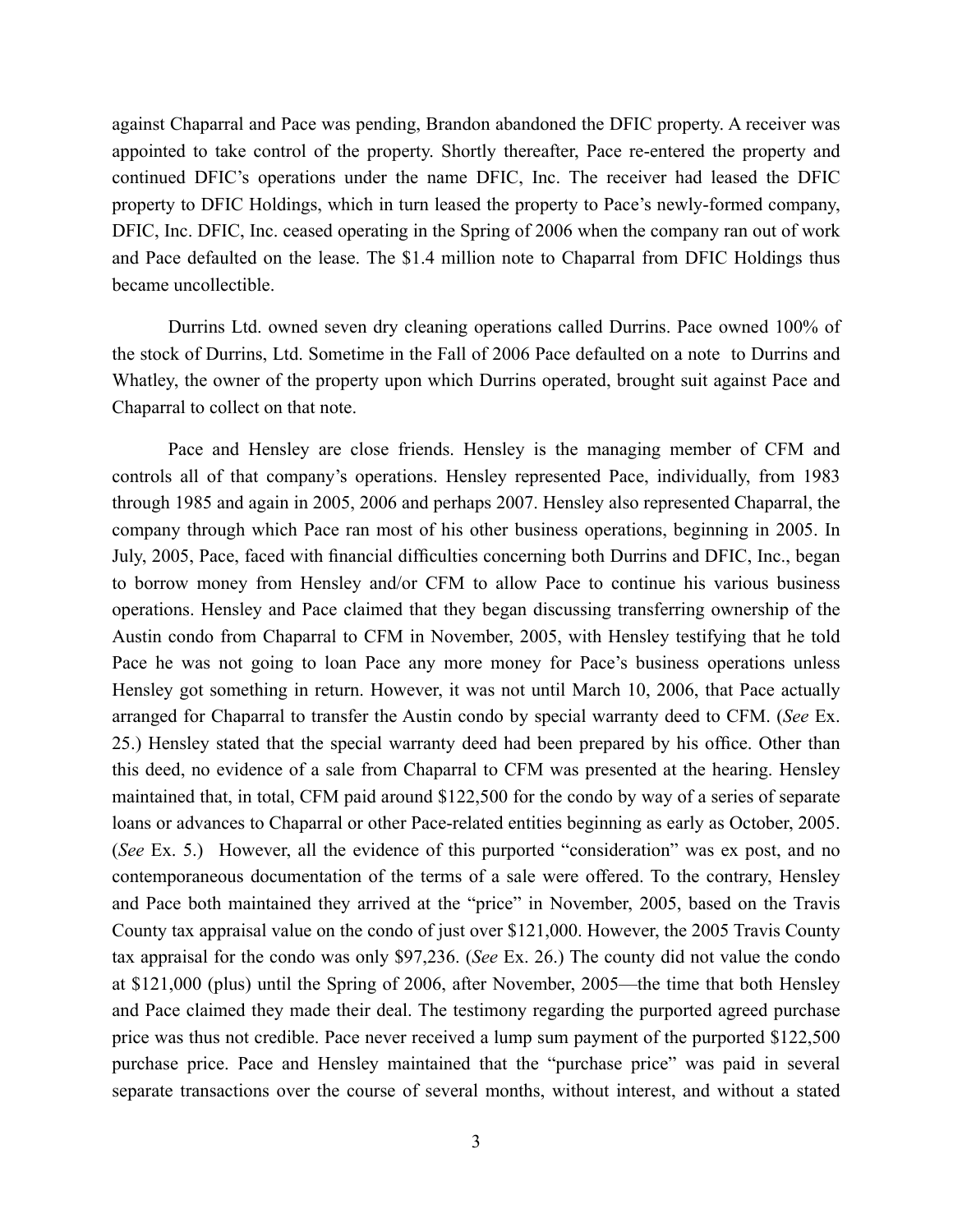against Chaparral and Pace was pending, Brandon abandoned the DFIC property. A receiver was appointed to take control of the property. Shortly thereafter, Pace re-entered the property and continued DFIC's operations under the name DFIC, Inc. The receiver had leased the DFIC property to DFIC Holdings, which in turn leased the property to Pace's newly-formed company, DFIC, Inc. DFIC, Inc. ceased operating in the Spring of 2006 when the company ran out of work and Pace defaulted on the lease. The $1.4 million note to Chaparral from DFIC Holdings thus became uncollectible.

Durrins Ltd. owned seven dry cleaning operations called Durrins. Pace owned 100% of the stock of Durrins, Ltd. Sometime in the Fall of 2006 Pace defaulted on a note to Durrins and Whatley, the owner of the property upon which Durrins operated, brought suit against Pace and Chaparral to collect on that note.

Pace and Hensley are close friends. Hensley is the managing member of CFM and controls all of that company's operations. Hensley represented Pace, individually, from 1983 through 1985 and again in 2005, 2006 and perhaps 2007. Hensley also represented Chaparral, the company through which Pace ran most of his other business operations, beginning in 2005. In July, 2005, Pace, faced with financial difficulties concerning both Durrins and DFIC, Inc., began to borrow money from Hensley and/or CFM to allow Pace to continue his various business operations. Hensley and Pace claimed that they began discussing transferring ownership of the Austin condo from Chaparral to CFM in November, 2005, with Hensley testifying that he told Pace he was not going to loan Pace any more money for Pace's business operations unless Hensley got something in return. However, it was not until March 10, 2006, that Pace actually arranged for Chaparral to transfer the Austin condo by special warranty deed to CFM. (*See* Ex. 25.) Hensley stated that the special warranty deed had been prepared by his office. Other than this deed, no evidence of a sale from Chaparral to CFM was presented at the hearing. Hensley maintained that, in total, CFM paid around $122,500 for the condo by way of a series of separate loans or advances to Chaparral or other Pace-related entities beginning as early as October, 2005. (*See* Ex. 5.) However, all the evidence of this purported "consideration" was ex post, and no contemporaneous documentation of the terms of a sale were offered. To the contrary, Hensley and Pace both maintained they arrived at the "price" in November, 2005, based on the Travis County tax appraisal value on the condo of just over $121,000. However, the 2005 Travis County tax appraisal for the condo was only $97,236. (*See* Ex. 26.) The county did not value the condo at $121,000 (plus) until the Spring of 2006, after November, 2005—the time that both Hensley and Pace claimed they made their deal. The testimony regarding the purported agreed purchase price was thus not credible. Pace never received a lump sum payment of the purported $122,500 purchase price. Pace and Hensley maintained that the "purchase price" was paid in several separate transactions over the course of several months, without interest, and without a stated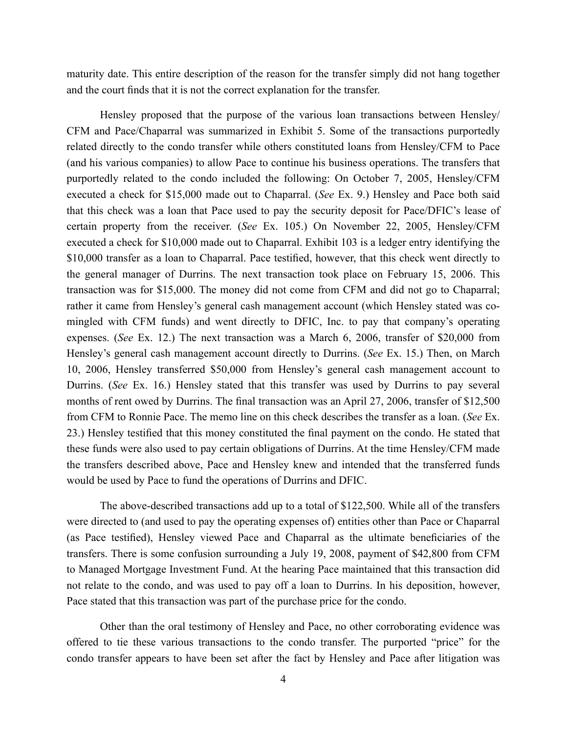maturity date. This entire description of the reason for the transfer simply did not hang together and the court finds that it is not the correct explanation for the transfer.

Hensley proposed that the purpose of the various loan transactions between Hensley/CFM and Pace/Chaparral was summarized in Exhibit 5. Some of the transactions purportedly related directly to the condo transfer while others constituted loans from Hensley/CFM to Pace (and his various companies) to allow Pace to continue his business operations. The transfers that purportedly related to the condo included the following: On October 7, 2005, Hensley/CFM executed a check for $15,000 made out to Chaparral. (*See* Ex. 9.) Hensley and Pace both said that this check was a loan that Pace used to pay the security deposit for Pace/DFIC's lease of certain property from the receiver. (*See* Ex. 105.) On November 22, 2005, Hensley/CFM executed a check for $10,000 made out to Chaparral. Exhibit 103 is a ledger entry identifying the $10,000 transfer as a loan to Chaparral. Pace testified, however, that this check went directly to the general manager of Durrins. The next transaction took place on February 15, 2006. This transaction was for $15,000. The money did not come from CFM and did not go to Chaparral; rather it came from Hensley's general cash management account (which Hensley stated was co-mingled with CFM funds) and went directly to DFIC, Inc. to pay that company's operating expenses. (*See* Ex. 12.) The next transaction was a March 6, 2006, transfer of $20,000 from Hensley's general cash management account directly to Durrins. (*See* Ex. 15.) Then, on March 10, 2006, Hensley transferred $50,000 from Hensley's general cash management account to Durrins. (*See* Ex. 16.) Hensley stated that this transfer was used by Durrins to pay several months of rent owed by Durrins. The final transaction was an April 27, 2006, transfer of $12,500 from CFM to Ronnie Pace. The memo line on this check describes the transfer as a loan. (*See* Ex. 23.) Hensley testified that this money constituted the final payment on the condo. He stated that these funds were also used to pay certain obligations of Durrins. At the time Hensley/CFM made the transfers described above, Pace and Hensley knew and intended that the transferred funds would be used by Pace to fund the operations of Durrins and DFIC.

The above-described transactions add up to a total of $122,500. While all of the transfers were directed to (and used to pay the operating expenses of) entities other than Pace or Chaparral (as Pace testified), Hensley viewed Pace and Chaparral as the ultimate beneficiaries of the transfers. There is some confusion surrounding a July 19, 2008, payment of $42,800 from CFM to Managed Mortgage Investment Fund. At the hearing Pace maintained that this transaction did not relate to the condo, and was used to pay off a loan to Durrins. In his deposition, however, Pace stated that this transaction was part of the purchase price for the condo.

Other than the oral testimony of Hensley and Pace, no other corroborating evidence was offered to tie these various transactions to the condo transfer. The purported "price" for the condo transfer appears to have been set after the fact by Hensley and Pace after litigation was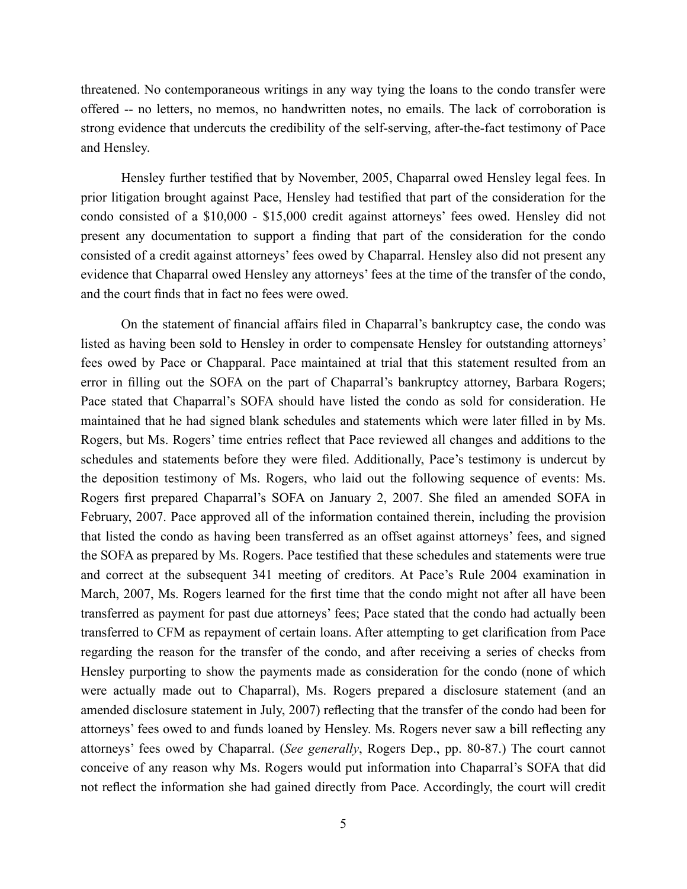threatened. No contemporaneous writings in any way tying the loans to the condo transfer were offered -- no letters, no memos, no handwritten notes, no emails. The lack of corroboration is strong evidence that undercuts the credibility of the self-serving, after-the-fact testimony of Pace and Hensley.

Hensley further testified that by November, 2005, Chaparral owed Hensley legal fees. In prior litigation brought against Pace, Hensley had testified that part of the consideration for the condo consisted of a $10,000 - $15,000 credit against attorneys' fees owed. Hensley did not present any documentation to support a finding that part of the consideration for the condo consisted of a credit against attorneys' fees owed by Chaparral. Hensley also did not present any evidence that Chaparral owed Hensley any attorneys' fees at the time of the transfer of the condo, and the court finds that in fact no fees were owed.

On the statement of financial affairs filed in Chaparral's bankruptcy case, the condo was listed as having been sold to Hensley in order to compensate Hensley for outstanding attorneys' fees owed by Pace or Chapparal. Pace maintained at trial that this statement resulted from an error in filling out the SOFA on the part of Chaparral's bankruptcy attorney, Barbara Rogers; Pace stated that Chaparral's SOFA should have listed the condo as sold for consideration. He maintained that he had signed blank schedules and statements which were later filled in by Ms. Rogers, but Ms. Rogers' time entries reflect that Pace reviewed all changes and additions to the schedules and statements before they were filed. Additionally, Pace's testimony is undercut by the deposition testimony of Ms. Rogers, who laid out the following sequence of events: Ms. Rogers first prepared Chaparral's SOFA on January 2, 2007. She filed an amended SOFA in February, 2007. Pace approved all of the information contained therein, including the provision that listed the condo as having been transferred as an offset against attorneys' fees, and signed the SOFA as prepared by Ms. Rogers. Pace testified that these schedules and statements were true and correct at the subsequent 341 meeting of creditors. At Pace's Rule 2004 examination in March, 2007, Ms. Rogers learned for the first time that the condo might not after all have been transferred as payment for past due attorneys' fees; Pace stated that the condo had actually been transferred to CFM as repayment of certain loans. After attempting to get clarification from Pace regarding the reason for the transfer of the condo, and after receiving a series of checks from Hensley purporting to show the payments made as consideration for the condo (none of which were actually made out to Chaparral), Ms. Rogers prepared a disclosure statement (and an amended disclosure statement in July, 2007) reflecting that the transfer of the condo had been for attorneys' fees owed to and funds loaned by Hensley. Ms. Rogers never saw a bill reflecting any attorneys' fees owed by Chaparral. (*See generally*, Rogers Dep., pp. 80-87.) The court cannot conceive of any reason why Ms. Rogers would put information into Chaparral's SOFA that did not reflect the information she had gained directly from Pace. Accordingly, the court will credit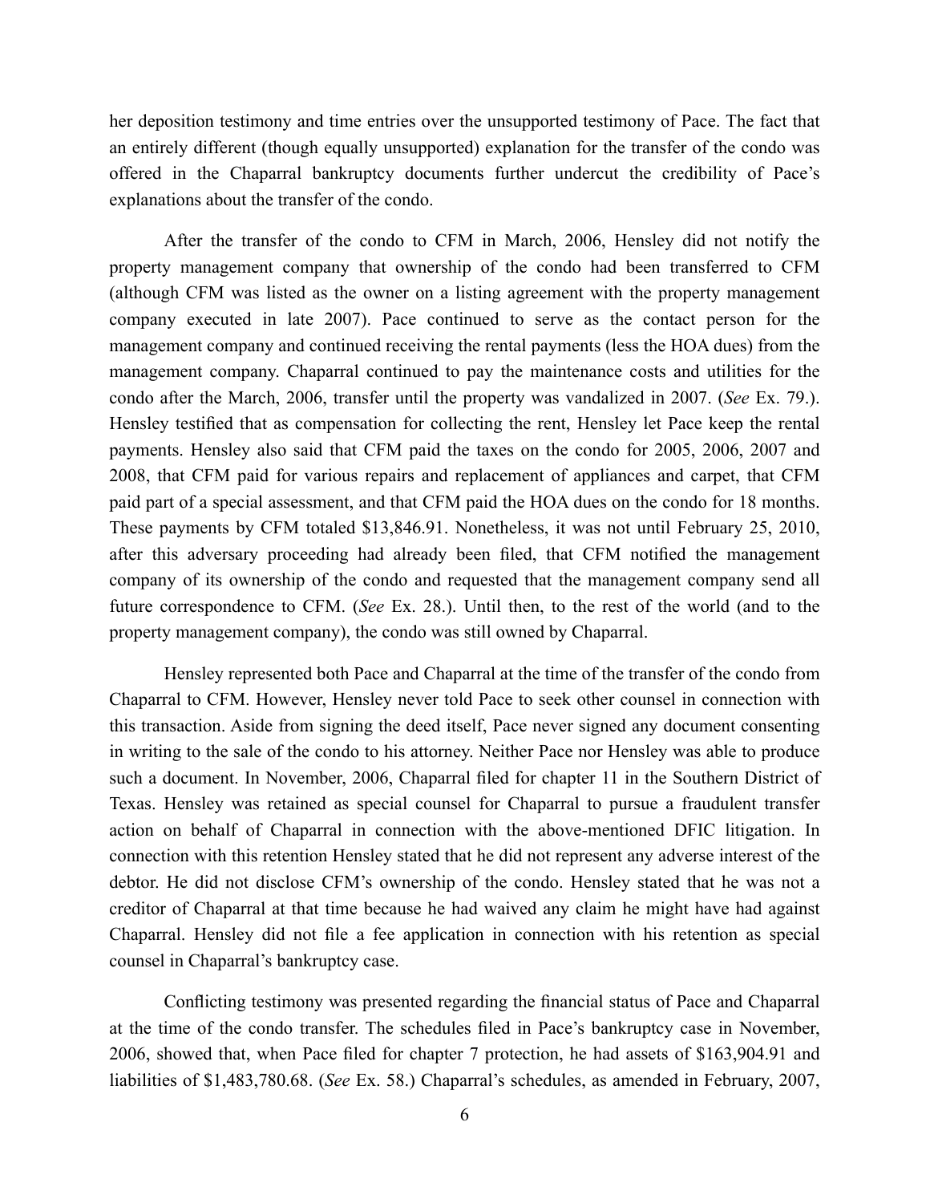her deposition testimony and time entries over the unsupported testimony of Pace. The fact that an entirely different (though equally unsupported) explanation for the transfer of the condo was offered in the Chaparral bankruptcy documents further undercut the credibility of Pace's explanations about the transfer of the condo.

After the transfer of the condo to CFM in March, 2006, Hensley did not notify the property management company that ownership of the condo had been transferred to CFM (although CFM was listed as the owner on a listing agreement with the property management company executed in late 2007). Pace continued to serve as the contact person for the management company and continued receiving the rental payments (less the HOA dues) from the management company. Chaparral continued to pay the maintenance costs and utilities for the condo after the March, 2006, transfer until the property was vandalized in 2007. (*See* Ex. 79.). Hensley testified that as compensation for collecting the rent, Hensley let Pace keep the rental payments. Hensley also said that CFM paid the taxes on the condo for 2005, 2006, 2007 and 2008, that CFM paid for various repairs and replacement of appliances and carpet, that CFM paid part of a special assessment, and that CFM paid the HOA dues on the condo for 18 months. These payments by CFM totaled $13,846.91. Nonetheless, it was not until February 25, 2010, after this adversary proceeding had already been filed, that CFM notified the management company of its ownership of the condo and requested that the management company send all future correspondence to CFM. (*See* Ex. 28.). Until then, to the rest of the world (and to the property management company), the condo was still owned by Chaparral.

Hensley represented both Pace and Chaparral at the time of the transfer of the condo from Chaparral to CFM. However, Hensley never told Pace to seek other counsel in connection with this transaction. Aside from signing the deed itself, Pace never signed any document consenting in writing to the sale of the condo to his attorney. Neither Pace nor Hensley was able to produce such a document. In November, 2006, Chaparral filed for chapter 11 in the Southern District of Texas. Hensley was retained as special counsel for Chaparral to pursue a fraudulent transfer action on behalf of Chaparral in connection with the above-mentioned DFIC litigation. In connection with this retention Hensley stated that he did not represent any adverse interest of the debtor. He did not disclose CFM's ownership of the condo. Hensley stated that he was not a creditor of Chaparral at that time because he had waived any claim he might have had against Chaparral. Hensley did not file a fee application in connection with his retention as special counsel in Chaparral's bankruptcy case.

Conflicting testimony was presented regarding the financial status of Pace and Chaparral at the time of the condo transfer. The schedules filed in Pace's bankruptcy case in November, 2006, showed that, when Pace filed for chapter 7 protection, he had assets of $163,904.91 and liabilities of $1,483,780.68. (*See* Ex. 58.) Chaparral's schedules, as amended in February, 2007,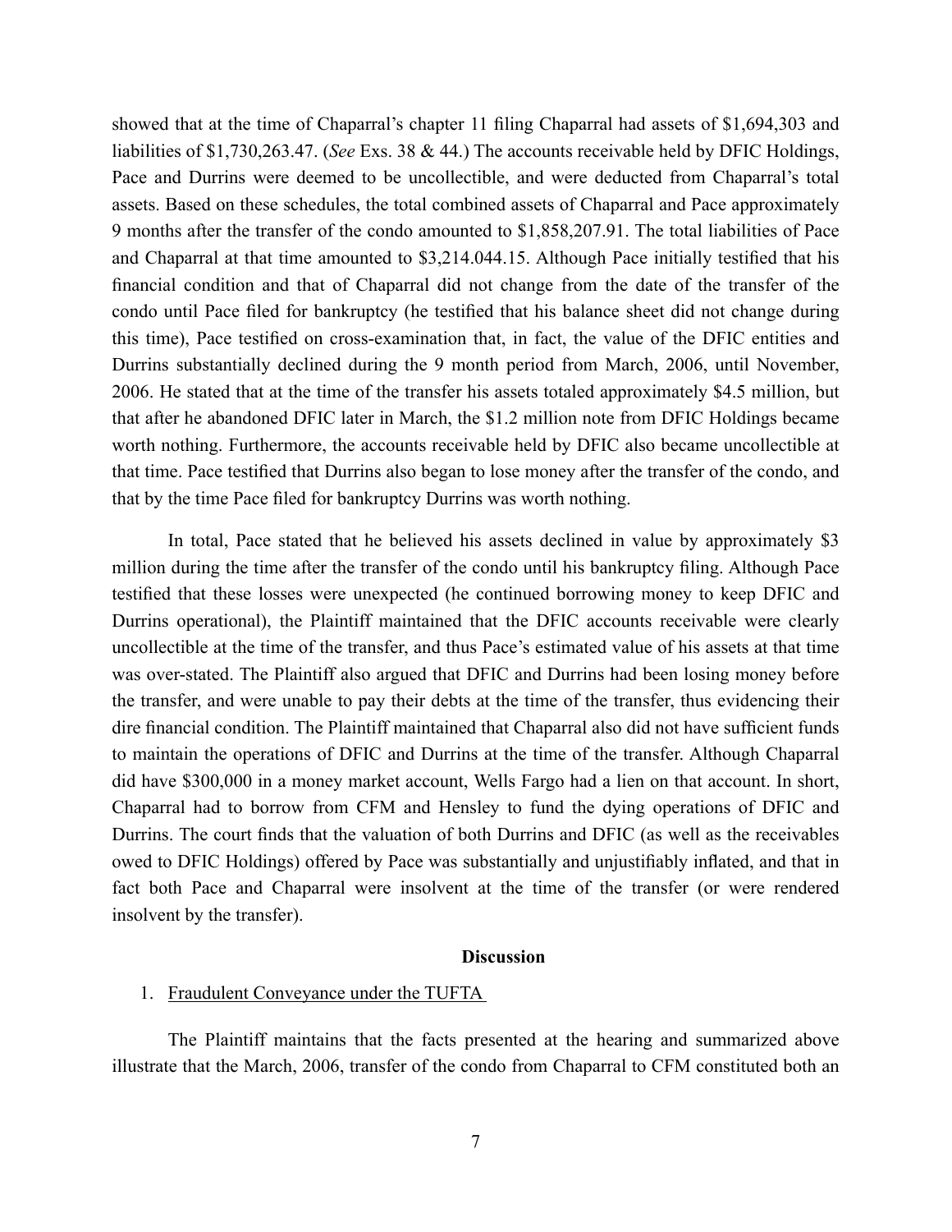showed that at the time of Chaparral's chapter 11 filing Chaparral had assets of $1,694,303 and liabilities of $1,730,263.47. (*See* Exs. 38 & 44.) The accounts receivable held by DFIC Holdings, Pace and Durrins were deemed to be uncollectible, and were deducted from Chaparral's total assets. Based on these schedules, the total combined assets of Chaparral and Pace approximately 9 months after the transfer of the condo amounted to $1,858,207.91. The total liabilities of Pace and Chaparral at that time amounted to $3,214.044.15. Although Pace initially testified that his financial condition and that of Chaparral did not change from the date of the transfer of the condo until Pace filed for bankruptcy (he testified that his balance sheet did not change during this time), Pace testified on cross-examination that, in fact, the value of the DFIC entities and Durrins substantially declined during the 9 month period from March, 2006, until November, 2006. He stated that at the time of the transfer his assets totaled approximately $4.5 million, but that after he abandoned DFIC later in March, the $1.2 million note from DFIC Holdings became worth nothing. Furthermore, the accounts receivable held by DFIC also became uncollectible at that time. Pace testified that Durrins also began to lose money after the transfer of the condo, and that by the time Pace filed for bankruptcy Durrins was worth nothing.

In total, Pace stated that he believed his assets declined in value by approximately $3 million during the time after the transfer of the condo until his bankruptcy filing. Although Pace testified that these losses were unexpected (he continued borrowing money to keep DFIC and Durrins operational), the Plaintiff maintained that the DFIC accounts receivable were clearly uncollectible at the time of the transfer, and thus Pace's estimated value of his assets at that time was over-stated. The Plaintiff also argued that DFIC and Durrins had been losing money before the transfer, and were unable to pay their debts at the time of the transfer, thus evidencing their dire financial condition. The Plaintiff maintained that Chaparral also did not have sufficient funds to maintain the operations of DFIC and Durrins at the time of the transfer. Although Chaparral did have $300,000 in a money market account, Wells Fargo had a lien on that account. In short, Chaparral had to borrow from CFM and Hensley to fund the dying operations of DFIC and Durrins. The court finds that the valuation of both Durrins and DFIC (as well as the receivables owed to DFIC Holdings) offered by Pace was substantially and unjustifiably inflated, and that in fact both Pace and Chaparral were insolvent at the time of the transfer (or were rendered insolvent by the transfer).

## Discussion

1. Fraudulent Conveyance under the TUFTA

The Plaintiff maintains that the facts presented at the hearing and summarized above illustrate that the March, 2006, transfer of the condo from Chaparral to CFM constituted both an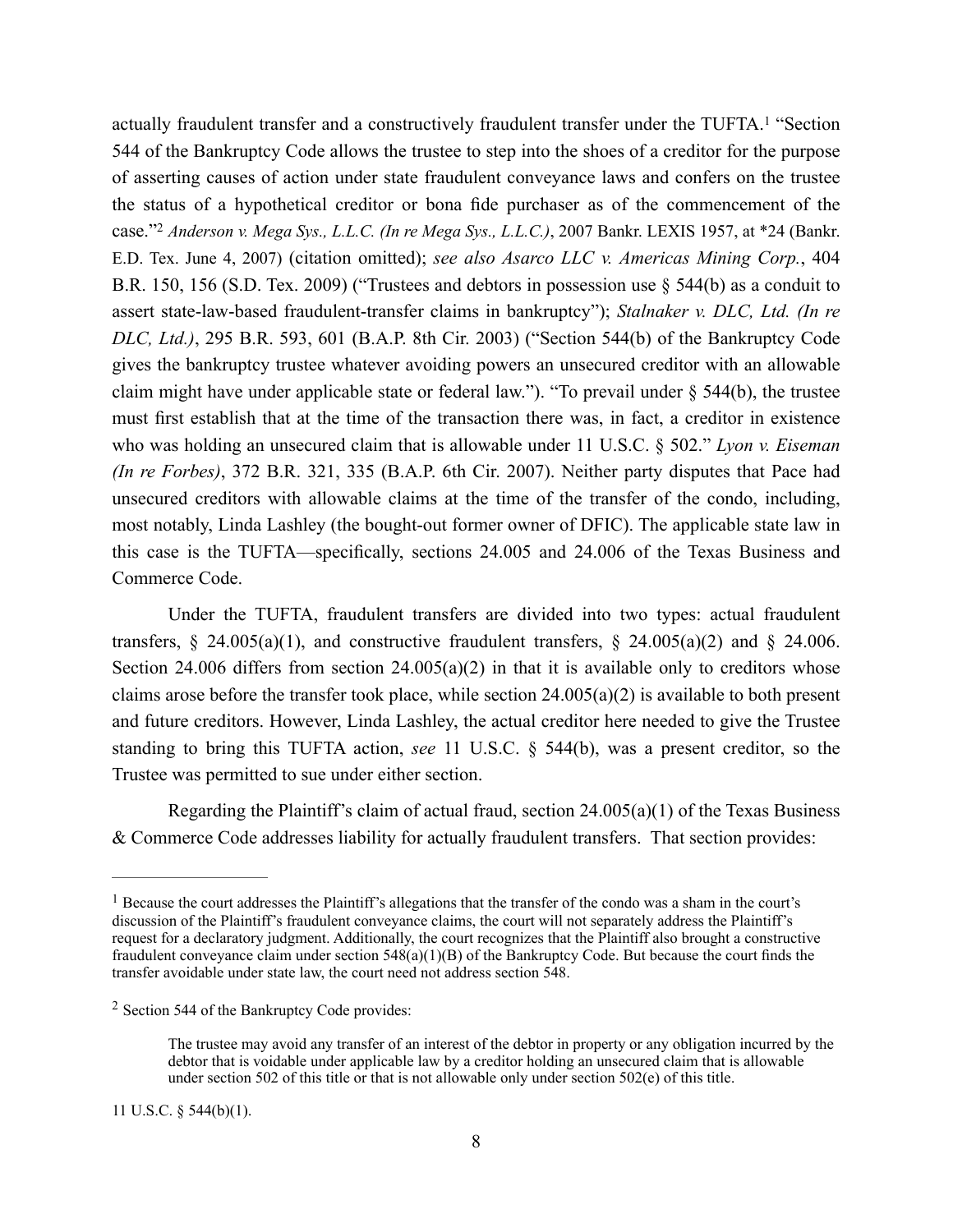actually fraudulent transfer and a constructively fraudulent transfer under the TUFTA.[1] "Section 544 of the Bankruptcy Code allows the trustee to step into the shoes of a creditor for the purpose of asserting causes of action under state fraudulent conveyance laws and confers on the trustee the status of a hypothetical creditor or bona fide purchaser as of the commencement of the case."[2] *Anderson v. Mega Sys., L.L.C. (In re Mega Sys., L.L.C.)*, 2007 Bankr. LEXIS 1957, at *24 (Bankr. E.D. Tex. June 4, 2007) (citation omitted); *see also Asarco LLC v. Americas Mining Corp.*, 404 B.R. 150, 156 (S.D. Tex. 2009) ("Trustees and debtors in possession use § 544(b) as a conduit to assert state-law-based fraudulent-transfer claims in bankruptcy"); *Stalnaker v. DLC, Ltd. (In re DLC, Ltd.)*, 295 B.R. 593, 601 (B.A.P. 8th Cir. 2003) ("Section 544(b) of the Bankruptcy Code gives the bankruptcy trustee whatever avoiding powers an unsecured creditor with an allowable claim might have under applicable state or federal law."). "To prevail under § 544(b), the trustee must first establish that at the time of the transaction there was, in fact, a creditor in existence who was holding an unsecured claim that is allowable under 11 U.S.C. § 502." *Lyon v. Eiseman (In re Forbes)*, 372 B.R. 321, 335 (B.A.P. 6th Cir. 2007). Neither party disputes that Pace had unsecured creditors with allowable claims at the time of the transfer of the condo, including, most notably, Linda Lashley (the bought-out former owner of DFIC). The applicable state law in this case is the TUFTA—specifically, sections 24.005 and 24.006 of the Texas Business and Commerce Code.

Under the TUFTA, fraudulent transfers are divided into two types: actual fraudulent transfers, § 24.005(a)(1), and constructive fraudulent transfers, § 24.005(a)(2) and § 24.006. Section 24.006 differs from section 24.005(a)(2) in that it is available only to creditors whose claims arose before the transfer took place, while section 24.005(a)(2) is available to both present and future creditors. However, Linda Lashley, the actual creditor here needed to give the Trustee standing to bring this TUFTA action, *see* 11 U.S.C. § 544(b), was a present creditor, so the Trustee was permitted to sue under either section.

Regarding the Plaintiff's claim of actual fraud, section 24.005(a)(1) of the Texas Business & Commerce Code addresses liability for actually fraudulent transfers. That section provides:

---

[1] Because the court addresses the Plaintiff's allegations that the transfer of the condo was a sham in the court's discussion of the Plaintiff's fraudulent conveyance claims, the court will not separately address the Plaintiff's request for a declaratory judgment. Additionally, the court recognizes that the Plaintiff also brought a constructive fraudulent conveyance claim under section 548(a)(1)(B) of the Bankruptcy Code. But because the court finds the transfer avoidable under state law, the court need not address section 548.

[2] Section 544 of the Bankruptcy Code provides:

> The trustee may avoid any transfer of an interest of the debtor in property or any obligation incurred by the debtor that is voidable under applicable law by a creditor holding an unsecured claim that is allowable under section 502 of this title or that is not allowable only under section 502(e) of this title.

11 U.S.C. § 544(b)(1).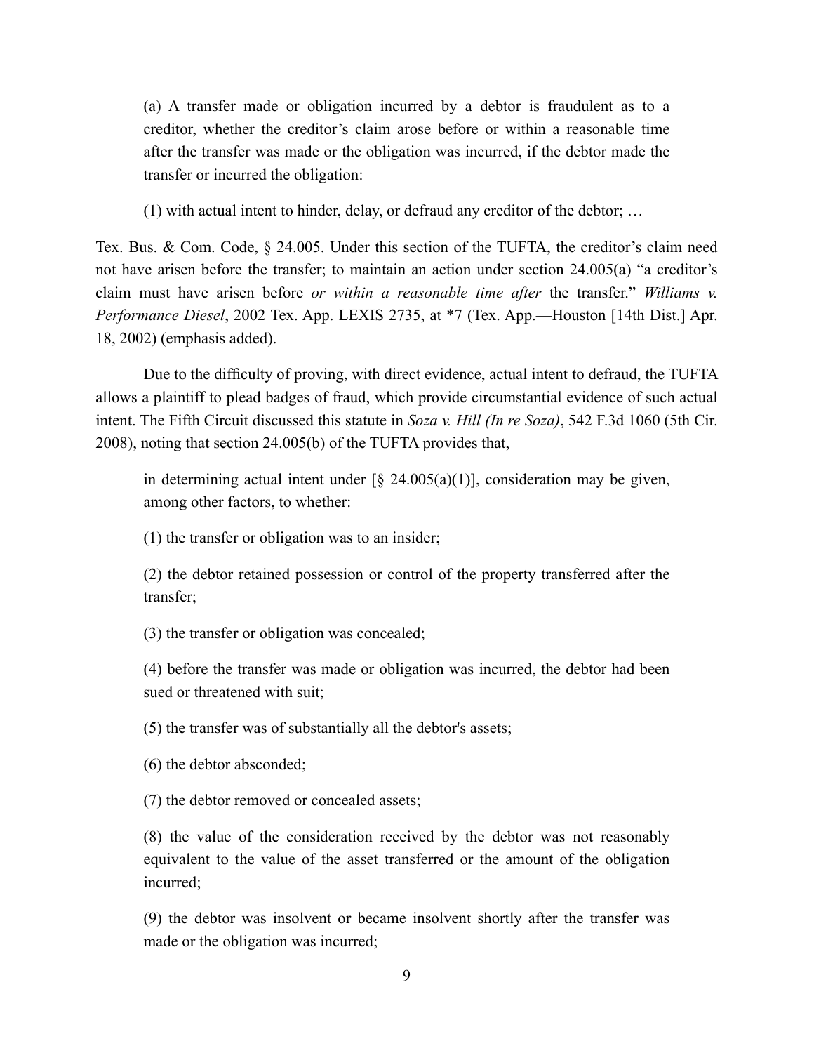> (a) A transfer made or obligation incurred by a debtor is fraudulent as to a creditor, whether the creditor's claim arose before or within a reasonable time after the transfer was made or the obligation was incurred, if the debtor made the transfer or incurred the obligation:
>
> (1) with actual intent to hinder, delay, or defraud any creditor of the debtor; …

Tex. Bus. & Com. Code, § 24.005. Under this section of the TUFTA, the creditor's claim need not have arisen before the transfer; to maintain an action under section 24.005(a) "a creditor's claim must have arisen before *or within a reasonable time after* the transfer." *Williams v. Performance Diesel*, 2002 Tex. App. LEXIS 2735, at *7 (Tex. App.—Houston [14th Dist.] Apr. 18, 2002) (emphasis added).

Due to the difficulty of proving, with direct evidence, actual intent to defraud, the TUFTA allows a plaintiff to plead badges of fraud, which provide circumstantial evidence of such actual intent. The Fifth Circuit discussed this statute in *Soza v. Hill (In re Soza)*, 542 F.3d 1060 (5th Cir. 2008), noting that section 24.005(b) of the TUFTA provides that,

> in determining actual intent under [§ 24.005(a)(1)], consideration may be given, among other factors, to whether:
>
> (1) the transfer or obligation was to an insider;
>
> (2) the debtor retained possession or control of the property transferred after the transfer;
>
> (3) the transfer or obligation was concealed;
>
> (4) before the transfer was made or obligation was incurred, the debtor had been sued or threatened with suit;
>
> (5) the transfer was of substantially all the debtor's assets;
>
> (6) the debtor absconded;
>
> (7) the debtor removed or concealed assets;
>
> (8) the value of the consideration received by the debtor was not reasonably equivalent to the value of the asset transferred or the amount of the obligation incurred;
>
> (9) the debtor was insolvent or became insolvent shortly after the transfer was made or the obligation was incurred;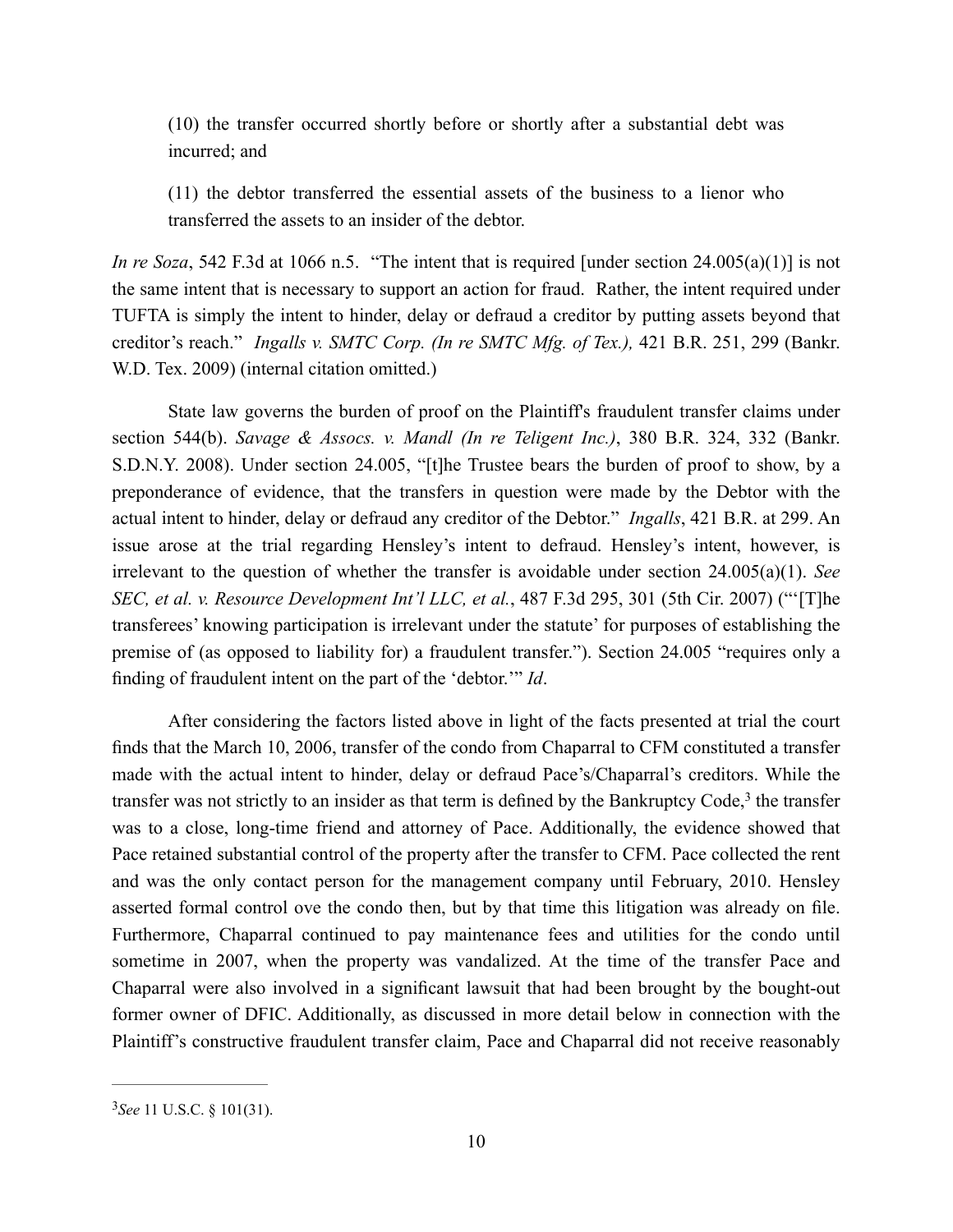(10) the transfer occurred shortly before or shortly after a substantial debt was incurred; and

(11) the debtor transferred the essential assets of the business to a lienor who transferred the assets to an insider of the debtor.

*In re Soza*, 542 F.3d at 1066 n.5. "The intent that is required [under section 24.005(a)(1)] is not the same intent that is necessary to support an action for fraud. Rather, the intent required under TUFTA is simply the intent to hinder, delay or defraud a creditor by putting assets beyond that creditor's reach." *Ingalls v. SMTC Corp. (In re SMTC Mfg. of Tex.),* 421 B.R. 251, 299 (Bankr. W.D. Tex. 2009) (internal citation omitted.)

State law governs the burden of proof on the Plaintiff's fraudulent transfer claims under section 544(b). *Savage & Assocs. v. Mandl (In re Teligent Inc.)*, 380 B.R. 324, 332 (Bankr. S.D.N.Y. 2008). Under section 24.005, "[t]he Trustee bears the burden of proof to show, by a preponderance of evidence, that the transfers in question were made by the Debtor with the actual intent to hinder, delay or defraud any creditor of the Debtor." *Ingalls*, 421 B.R. at 299. An issue arose at the trial regarding Hensley's intent to defraud. Hensley's intent, however, is irrelevant to the question of whether the transfer is avoidable under section 24.005(a)(1). *See SEC, et al. v. Resource Development Int'l LLC, et al.*, 487 F.3d 295, 301 (5th Cir. 2007) ("'[T]he transferees' knowing participation is irrelevant under the statute' for purposes of establishing the premise of (as opposed to liability for) a fraudulent transfer."). Section 24.005 "requires only a finding of fraudulent intent on the part of the 'debtor.'" *Id*.

After considering the factors listed above in light of the facts presented at trial the court finds that the March 10, 2006, transfer of the condo from Chaparral to CFM constituted a transfer made with the actual intent to hinder, delay or defraud Pace's/Chaparral's creditors. While the transfer was not strictly to an insider as that term is defined by the Bankruptcy Code,[3] the transfer was to a close, long-time friend and attorney of Pace. Additionally, the evidence showed that Pace retained substantial control of the property after the transfer to CFM. Pace collected the rent and was the only contact person for the management company until February, 2010. Hensley asserted formal control ove the condo then, but by that time this litigation was already on file. Furthermore, Chaparral continued to pay maintenance fees and utilities for the condo until sometime in 2007, when the property was vandalized. At the time of the transfer Pace and Chaparral were also involved in a significant lawsuit that had been brought by the bought-out former owner of DFIC. Additionally, as discussed in more detail below in connection with the Plaintiff's constructive fraudulent transfer claim, Pace and Chaparral did not receive reasonably

---

[3] *See* 11 U.S.C. § 101(31).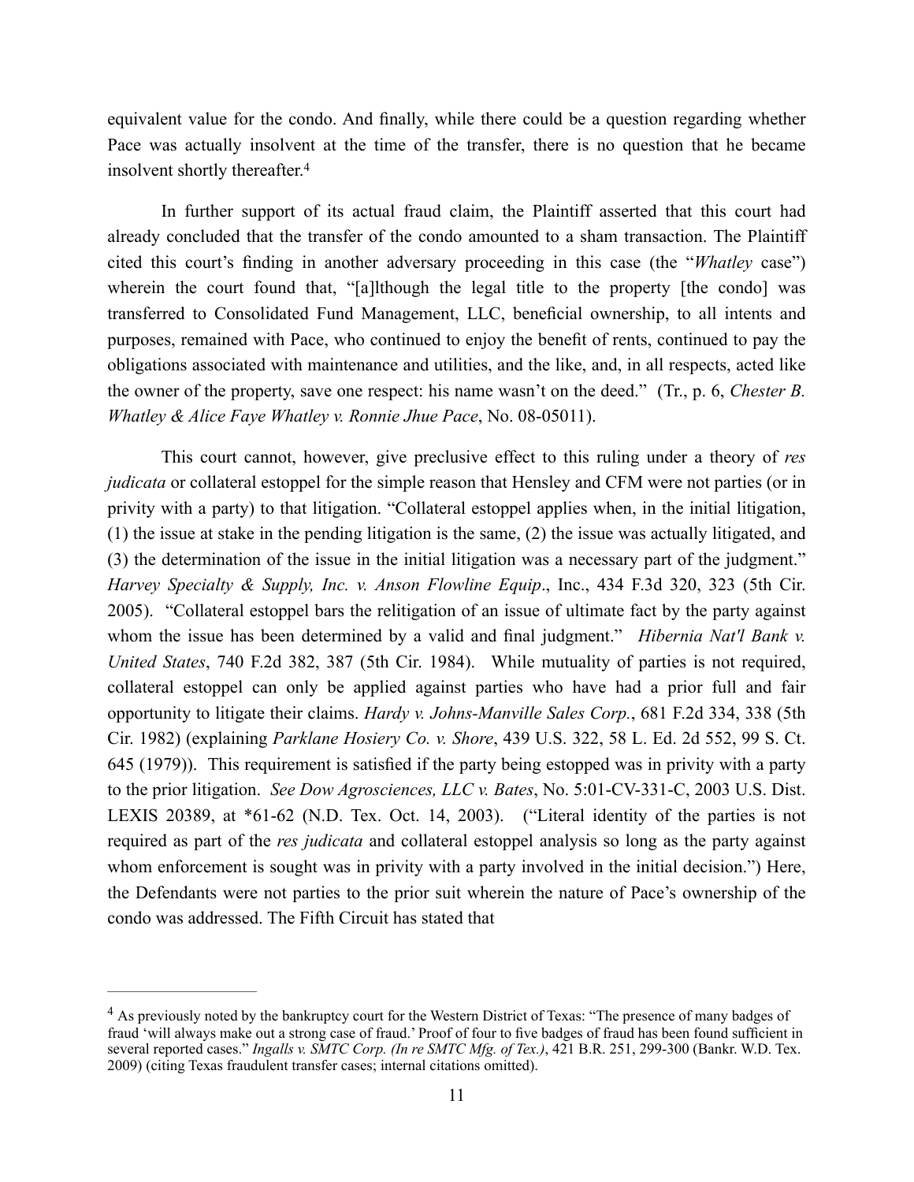equivalent value for the condo. And finally, while there could be a question regarding whether Pace was actually insolvent at the time of the transfer, there is no question that he became insolvent shortly thereafter.[4]

In further support of its actual fraud claim, the Plaintiff asserted that this court had already concluded that the transfer of the condo amounted to a sham transaction. The Plaintiff cited this court's finding in another adversary proceeding in this case (the "*Whatley* case") wherein the court found that, "[a]lthough the legal title to the property [the condo] was transferred to Consolidated Fund Management, LLC, beneficial ownership, to all intents and purposes, remained with Pace, who continued to enjoy the benefit of rents, continued to pay the obligations associated with maintenance and utilities, and the like, and, in all respects, acted like the owner of the property, save one respect: his name wasn't on the deed." (Tr., p. 6, *Chester B. Whatley & Alice Faye Whatley v. Ronnie Jhue Pace*, No. 08-05011).

This court cannot, however, give preclusive effect to this ruling under a theory of *res judicata* or collateral estoppel for the simple reason that Hensley and CFM were not parties (or in privity with a party) to that litigation. "Collateral estoppel applies when, in the initial litigation, (1) the issue at stake in the pending litigation is the same, (2) the issue was actually litigated, and (3) the determination of the issue in the initial litigation was a necessary part of the judgment." *Harvey Specialty & Supply, Inc. v. Anson Flowline Equip*., Inc., 434 F.3d 320, 323 (5th Cir. 2005). "Collateral estoppel bars the relitigation of an issue of ultimate fact by the party against whom the issue has been determined by a valid and final judgment." *Hibernia Nat'l Bank v. United States*, 740 F.2d 382, 387 (5th Cir. 1984). While mutuality of parties is not required, collateral estoppel can only be applied against parties who have had a prior full and fair opportunity to litigate their claims. *Hardy v. Johns-Manville Sales Corp.*, 681 F.2d 334, 338 (5th Cir. 1982) (explaining *Parklane Hosiery Co. v. Shore*, 439 U.S. 322, 58 L. Ed. 2d 552, 99 S. Ct. 645 (1979)). This requirement is satisfied if the party being estopped was in privity with a party to the prior litigation. *See Dow Agrosciences, LLC v. Bates*, No. 5:01-CV-331-C, 2003 U.S. Dist. LEXIS 20389, at *61-62 (N.D. Tex. Oct. 14, 2003). ("Literal identity of the parties is not required as part of the *res judicata* and collateral estoppel analysis so long as the party against whom enforcement is sought was in privity with a party involved in the initial decision.") Here, the Defendants were not parties to the prior suit wherein the nature of Pace's ownership of the condo was addressed. The Fifth Circuit has stated that

---

[4] As previously noted by the bankruptcy court for the Western District of Texas: "The presence of many badges of fraud 'will always make out a strong case of fraud.' Proof of four to five badges of fraud has been found sufficient in several reported cases." *Ingalls v. SMTC Corp. (In re SMTC Mfg. of Tex.)*, 421 B.R. 251, 299-300 (Bankr. W.D. Tex. 2009) (citing Texas fraudulent transfer cases; internal citations omitted).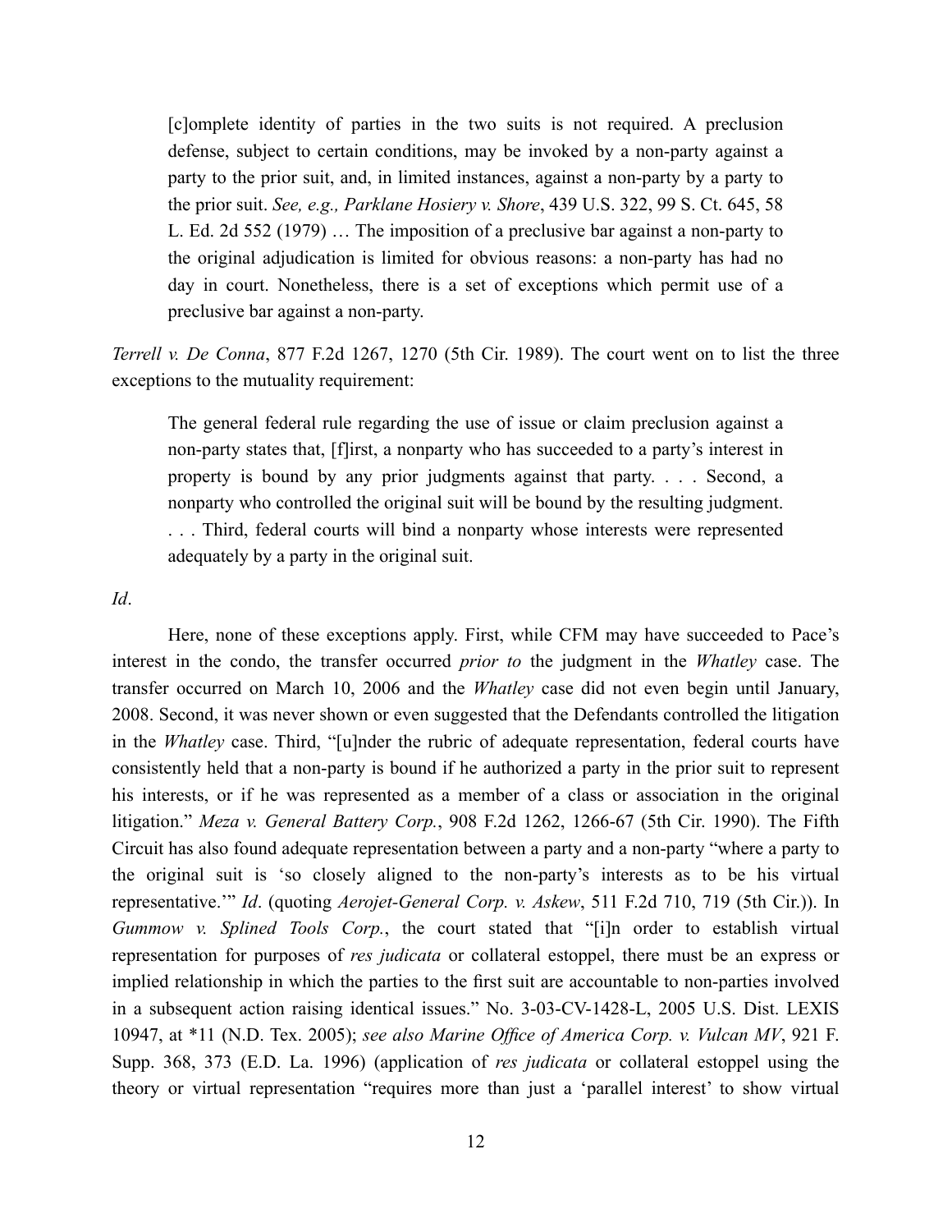> [c]omplete identity of parties in the two suits is not required. A preclusion defense, subject to certain conditions, may be invoked by a non-party against a party to the prior suit, and, in limited instances, against a non-party by a party to the prior suit. *See, e.g., Parklane Hosiery v. Shore*, 439 U.S. 322, 99 S. Ct. 645, 58 L. Ed. 2d 552 (1979) … The imposition of a preclusive bar against a non-party to the original adjudication is limited for obvious reasons: a non-party has had no day in court. Nonetheless, there is a set of exceptions which permit use of a preclusive bar against a non-party.

*Terrell v. De Conna*, 877 F.2d 1267, 1270 (5th Cir. 1989). The court went on to list the three exceptions to the mutuality requirement:

> The general federal rule regarding the use of issue or claim preclusion against a non-party states that, [f]irst, a nonparty who has succeeded to a party's interest in property is bound by any prior judgments against that party. . . . Second, a nonparty who controlled the original suit will be bound by the resulting judgment. . . . Third, federal courts will bind a nonparty whose interests were represented adequately by a party in the original suit.

*Id*.

Here, none of these exceptions apply. First, while CFM may have succeeded to Pace's interest in the condo, the transfer occurred *prior to* the judgment in the *Whatley* case. The transfer occurred on March 10, 2006 and the *Whatley* case did not even begin until January, 2008. Second, it was never shown or even suggested that the Defendants controlled the litigation in the *Whatley* case. Third, "[u]nder the rubric of adequate representation, federal courts have consistently held that a non-party is bound if he authorized a party in the prior suit to represent his interests, or if he was represented as a member of a class or association in the original litigation." *Meza v. General Battery Corp.*, 908 F.2d 1262, 1266-67 (5th Cir. 1990). The Fifth Circuit has also found adequate representation between a party and a non-party "where a party to the original suit is 'so closely aligned to the non-party's interests as to be his virtual representative.'" *Id*. (quoting *Aerojet-General Corp. v. Askew*, 511 F.2d 710, 719 (5th Cir.)). In *Gummow v. Splined Tools Corp.*, the court stated that "[i]n order to establish virtual representation for purposes of *res judicata* or collateral estoppel, there must be an express or implied relationship in which the parties to the first suit are accountable to non-parties involved in a subsequent action raising identical issues." No. 3-03-CV-1428-L, 2005 U.S. Dist. LEXIS 10947, at *11 (N.D. Tex. 2005); *see also Marine Office of America Corp. v. Vulcan MV*, 921 F. Supp. 368, 373 (E.D. La. 1996) (application of *res judicata* or collateral estoppel using the theory or virtual representation "requires more than just a 'parallel interest' to show virtual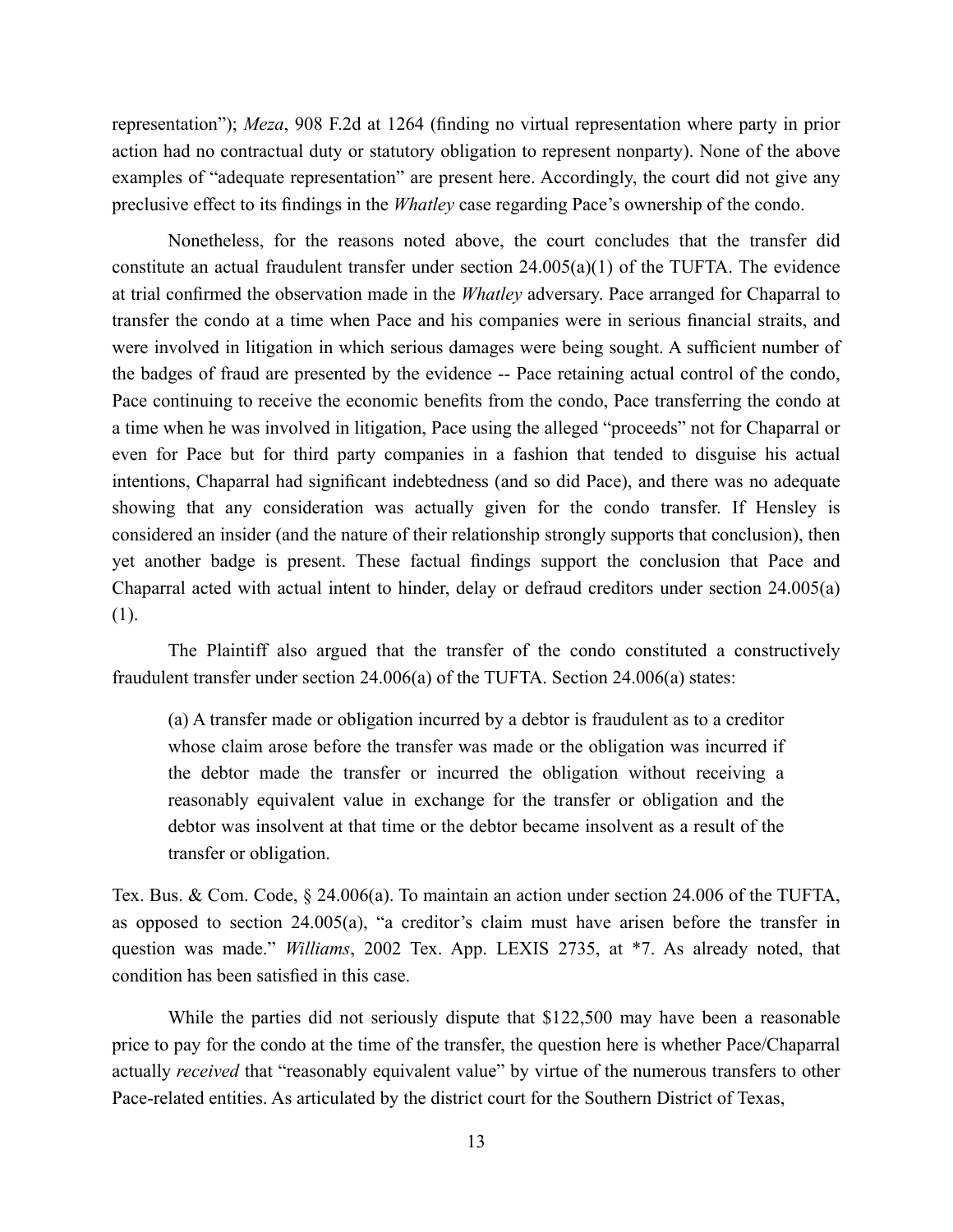representation"); *Meza*, 908 F.2d at 1264 (finding no virtual representation where party in prior action had no contractual duty or statutory obligation to represent nonparty). None of the above examples of "adequate representation" are present here. Accordingly, the court did not give any preclusive effect to its findings in the *Whatley* case regarding Pace's ownership of the condo.

Nonetheless, for the reasons noted above, the court concludes that the transfer did constitute an actual fraudulent transfer under section 24.005(a)(1) of the TUFTA. The evidence at trial confirmed the observation made in the *Whatley* adversary. Pace arranged for Chaparral to transfer the condo at a time when Pace and his companies were in serious financial straits, and were involved in litigation in which serious damages were being sought. A sufficient number of the badges of fraud are presented by the evidence -- Pace retaining actual control of the condo, Pace continuing to receive the economic benefits from the condo, Pace transferring the condo at a time when he was involved in litigation, Pace using the alleged "proceeds" not for Chaparral or even for Pace but for third party companies in a fashion that tended to disguise his actual intentions, Chaparral had significant indebtedness (and so did Pace), and there was no adequate showing that any consideration was actually given for the condo transfer. If Hensley is considered an insider (and the nature of their relationship strongly supports that conclusion), then yet another badge is present. These factual findings support the conclusion that Pace and Chaparral acted with actual intent to hinder, delay or defraud creditors under section 24.005(a)(1).

The Plaintiff also argued that the transfer of the condo constituted a constructively fraudulent transfer under section 24.006(a) of the TUFTA. Section 24.006(a) states:

> (a) A transfer made or obligation incurred by a debtor is fraudulent as to a creditor whose claim arose before the transfer was made or the obligation was incurred if the debtor made the transfer or incurred the obligation without receiving a reasonably equivalent value in exchange for the transfer or obligation and the debtor was insolvent at that time or the debtor became insolvent as a result of the transfer or obligation.

Tex. Bus. & Com. Code, § 24.006(a). To maintain an action under section 24.006 of the TUFTA, as opposed to section 24.005(a), "a creditor's claim must have arisen before the transfer in question was made." *Williams*, 2002 Tex. App. LEXIS 2735, at *7. As already noted, that condition has been satisfied in this case.

While the parties did not seriously dispute that $122,500 may have been a reasonable price to pay for the condo at the time of the transfer, the question here is whether Pace/Chaparral actually *received* that "reasonably equivalent value" by virtue of the numerous transfers to other Pace-related entities. As articulated by the district court for the Southern District of Texas,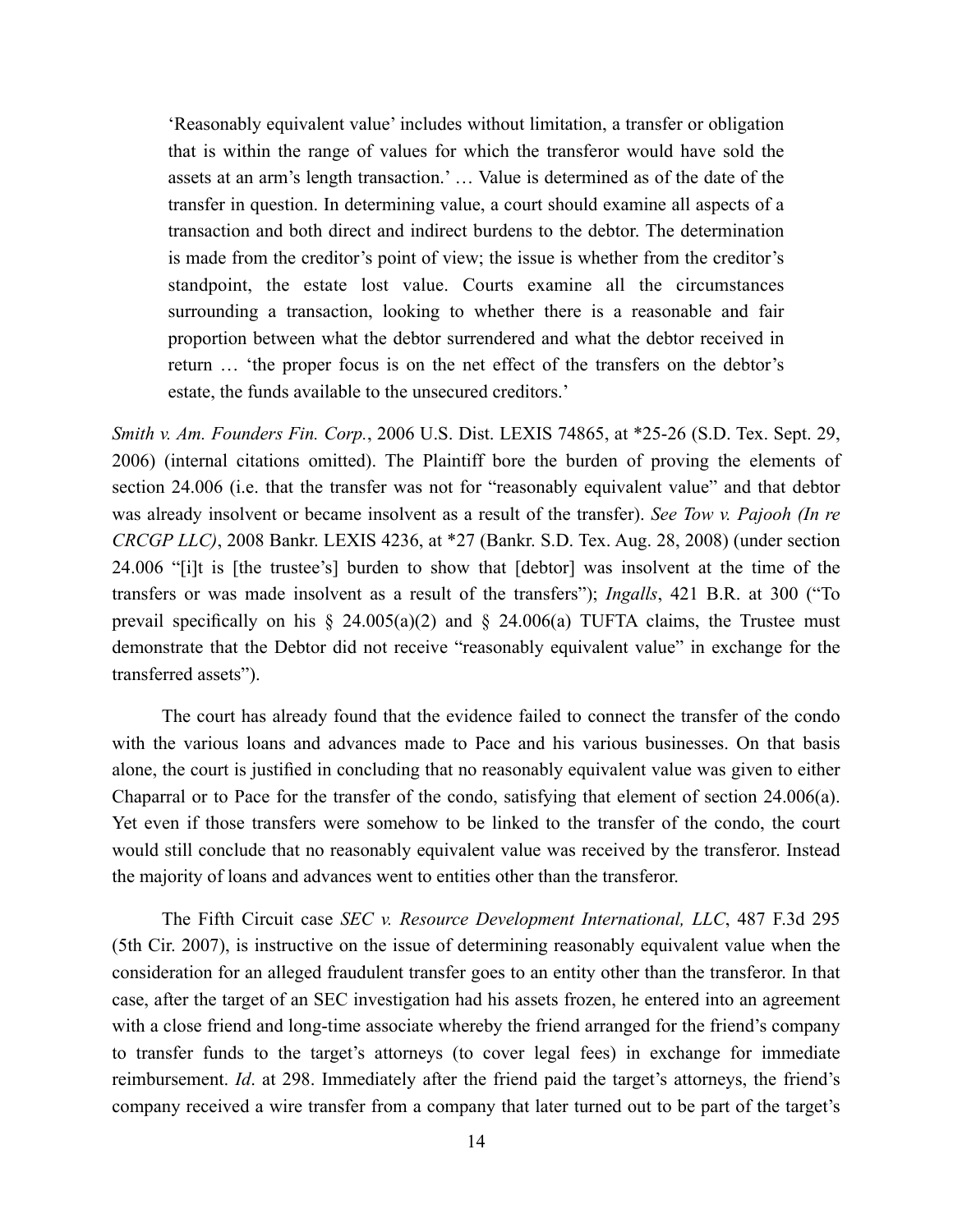> 'Reasonably equivalent value' includes without limitation, a transfer or obligation that is within the range of values for which the transferor would have sold the assets at an arm's length transaction.' … Value is determined as of the date of the transfer in question. In determining value, a court should examine all aspects of a transaction and both direct and indirect burdens to the debtor. The determination is made from the creditor's point of view; the issue is whether from the creditor's standpoint, the estate lost value. Courts examine all the circumstances surrounding a transaction, looking to whether there is a reasonable and fair proportion between what the debtor surrendered and what the debtor received in return … 'the proper focus is on the net effect of the transfers on the debtor's estate, the funds available to the unsecured creditors.'

*Smith v. Am. Founders Fin. Corp.*, 2006 U.S. Dist. LEXIS 74865, at *25-26 (S.D. Tex. Sept. 29, 2006) (internal citations omitted). The Plaintiff bore the burden of proving the elements of section 24.006 (i.e. that the transfer was not for "reasonably equivalent value" and that debtor was already insolvent or became insolvent as a result of the transfer). *See Tow v. Pajooh (In re CRCGP LLC)*, 2008 Bankr. LEXIS 4236, at *27 (Bankr. S.D. Tex. Aug. 28, 2008) (under section 24.006 "[i]t is [the trustee's] burden to show that [debtor] was insolvent at the time of the transfers or was made insolvent as a result of the transfers"); *Ingalls*, 421 B.R. at 300 ("To prevail specifically on his § 24.005(a)(2) and § 24.006(a) TUFTA claims, the Trustee must demonstrate that the Debtor did not receive "reasonably equivalent value" in exchange for the transferred assets").

The court has already found that the evidence failed to connect the transfer of the condo with the various loans and advances made to Pace and his various businesses. On that basis alone, the court is justified in concluding that no reasonably equivalent value was given to either Chaparral or to Pace for the transfer of the condo, satisfying that element of section 24.006(a). Yet even if those transfers were somehow to be linked to the transfer of the condo, the court would still conclude that no reasonably equivalent value was received by the transferor. Instead the majority of loans and advances went to entities other than the transferor.

The Fifth Circuit case *SEC v. Resource Development International, LLC*, 487 F.3d 295 (5th Cir. 2007), is instructive on the issue of determining reasonably equivalent value when the consideration for an alleged fraudulent transfer goes to an entity other than the transferor. In that case, after the target of an SEC investigation had his assets frozen, he entered into an agreement with a close friend and long-time associate whereby the friend arranged for the friend's company to transfer funds to the target's attorneys (to cover legal fees) in exchange for immediate reimbursement. *Id*. at 298. Immediately after the friend paid the target's attorneys, the friend's company received a wire transfer from a company that later turned out to be part of the target's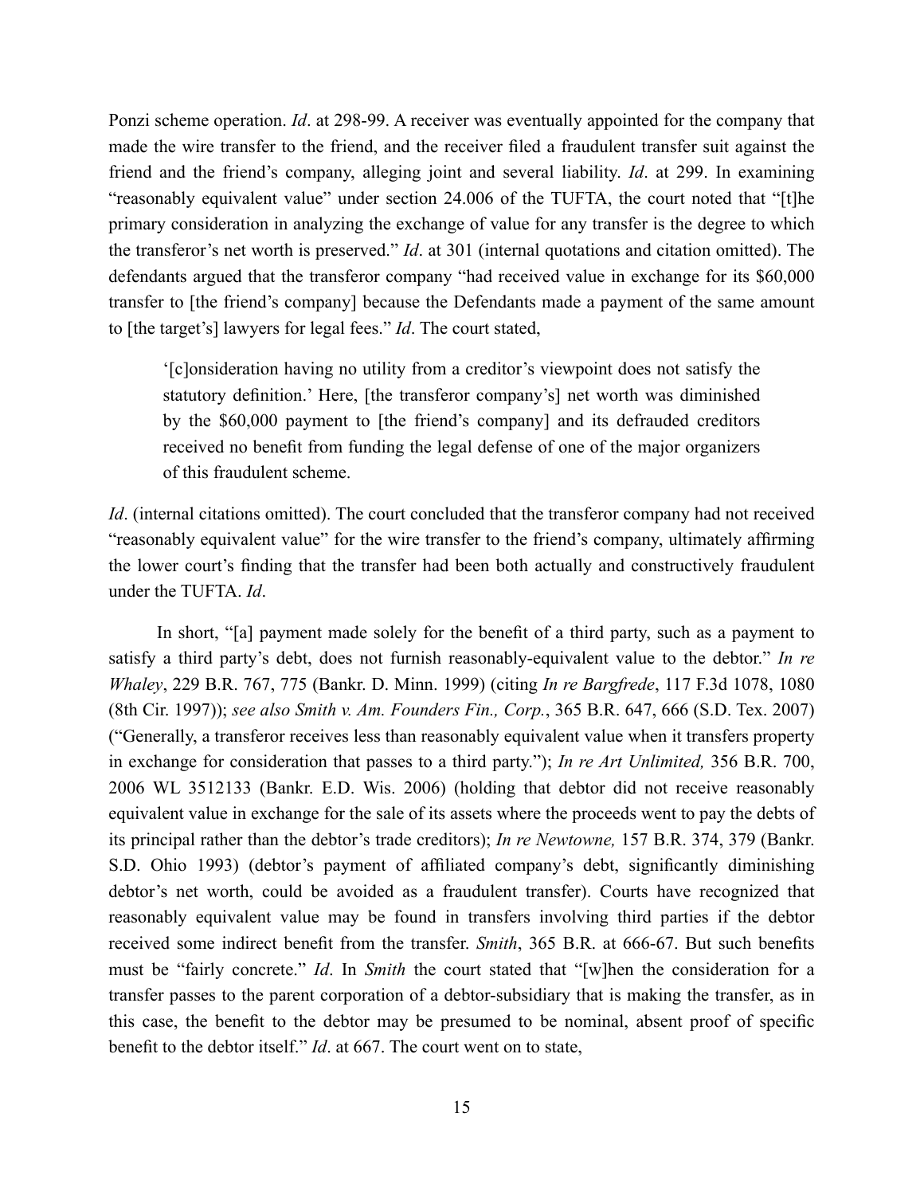Ponzi scheme operation. *Id*. at 298-99. A receiver was eventually appointed for the company that made the wire transfer to the friend, and the receiver filed a fraudulent transfer suit against the friend and the friend's company, alleging joint and several liability. *Id*. at 299. In examining "reasonably equivalent value" under section 24.006 of the TUFTA, the court noted that "[t]he primary consideration in analyzing the exchange of value for any transfer is the degree to which the transferor's net worth is preserved." *Id*. at 301 (internal quotations and citation omitted). The defendants argued that the transferor company "had received value in exchange for its $60,000 transfer to [the friend's company] because the Defendants made a payment of the same amount to [the target's] lawyers for legal fees." *Id*. The court stated,

> '[c]onsideration having no utility from a creditor's viewpoint does not satisfy the statutory definition.' Here, [the transferor company's] net worth was diminished by the $60,000 payment to [the friend's company] and its defrauded creditors received no benefit from funding the legal defense of one of the major organizers of this fraudulent scheme.

*Id*. (internal citations omitted). The court concluded that the transferor company had not received "reasonably equivalent value" for the wire transfer to the friend's company, ultimately affirming the lower court's finding that the transfer had been both actually and constructively fraudulent under the TUFTA. *Id*.

In short, "[a] payment made solely for the benefit of a third party, such as a payment to satisfy a third party's debt, does not furnish reasonably-equivalent value to the debtor." *In re Whaley*, 229 B.R. 767, 775 (Bankr. D. Minn. 1999) (citing *In re Bargfrede*, 117 F.3d 1078, 1080 (8th Cir. 1997)); *see also Smith v. Am. Founders Fin., Corp.*, 365 B.R. 647, 666 (S.D. Tex. 2007) ("Generally, a transferor receives less than reasonably equivalent value when it transfers property in exchange for consideration that passes to a third party."); *In re Art Unlimited,* 356 B.R. 700, 2006 WL 3512133 (Bankr. E.D. Wis. 2006) (holding that debtor did not receive reasonably equivalent value in exchange for the sale of its assets where the proceeds went to pay the debts of its principal rather than the debtor's trade creditors); *In re Newtowne,* 157 B.R. 374, 379 (Bankr. S.D. Ohio 1993) (debtor's payment of affiliated company's debt, significantly diminishing debtor's net worth, could be avoided as a fraudulent transfer). Courts have recognized that reasonably equivalent value may be found in transfers involving third parties if the debtor received some indirect benefit from the transfer. *Smith*, 365 B.R. at 666-67. But such benefits must be "fairly concrete." *Id*. In *Smith* the court stated that "[w]hen the consideration for a transfer passes to the parent corporation of a debtor-subsidiary that is making the transfer, as in this case, the benefit to the debtor may be presumed to be nominal, absent proof of specific benefit to the debtor itself." *Id*. at 667. The court went on to state,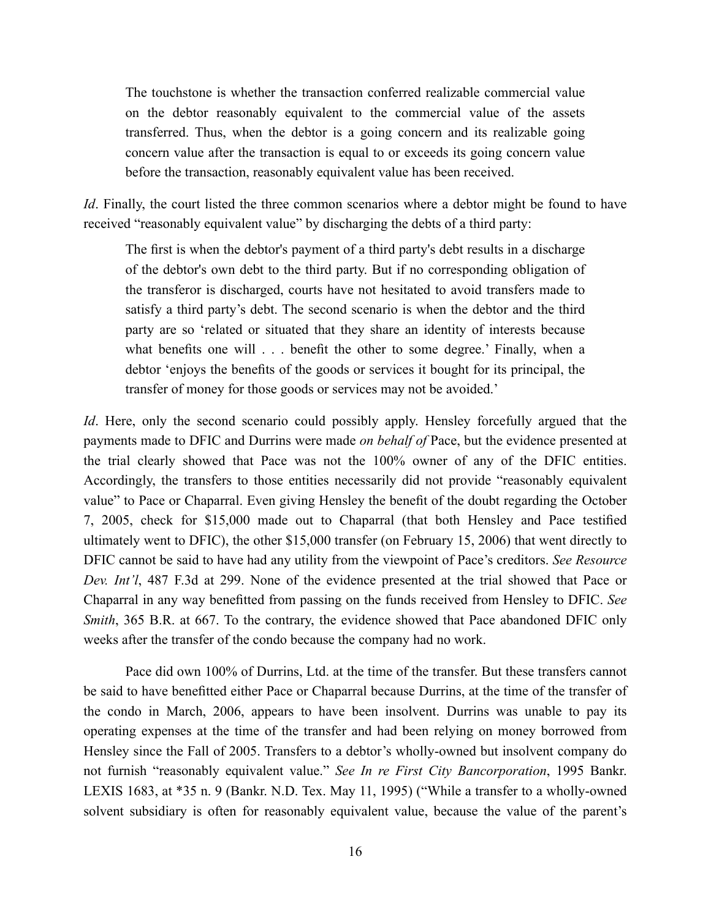> The touchstone is whether the transaction conferred realizable commercial value on the debtor reasonably equivalent to the commercial value of the assets transferred. Thus, when the debtor is a going concern and its realizable going concern value after the transaction is equal to or exceeds its going concern value before the transaction, reasonably equivalent value has been received.

*Id*. Finally, the court listed the three common scenarios where a debtor might be found to have received "reasonably equivalent value" by discharging the debts of a third party:

> The first is when the debtor's payment of a third party's debt results in a discharge of the debtor's own debt to the third party. But if no corresponding obligation of the transferor is discharged, courts have not hesitated to avoid transfers made to satisfy a third party's debt. The second scenario is when the debtor and the third party are so 'related or situated that they share an identity of interests because what benefits one will . . . benefit the other to some degree.' Finally, when a debtor 'enjoys the benefits of the goods or services it bought for its principal, the transfer of money for those goods or services may not be avoided.'

*Id*. Here, only the second scenario could possibly apply. Hensley forcefully argued that the payments made to DFIC and Durrins were made *on behalf of* Pace, but the evidence presented at the trial clearly showed that Pace was not the 100% owner of any of the DFIC entities. Accordingly, the transfers to those entities necessarily did not provide "reasonably equivalent value" to Pace or Chaparral. Even giving Hensley the benefit of the doubt regarding the October 7, 2005, check for $15,000 made out to Chaparral (that both Hensley and Pace testified ultimately went to DFIC), the other $15,000 transfer (on February 15, 2006) that went directly to DFIC cannot be said to have had any utility from the viewpoint of Pace's creditors. *See Resource Dev. Int'l*, 487 F.3d at 299. None of the evidence presented at the trial showed that Pace or Chaparral in any way benefitted from passing on the funds received from Hensley to DFIC. *See Smith*, 365 B.R. at 667. To the contrary, the evidence showed that Pace abandoned DFIC only weeks after the transfer of the condo because the company had no work.

Pace did own 100% of Durrins, Ltd. at the time of the transfer. But these transfers cannot be said to have benefitted either Pace or Chaparral because Durrins, at the time of the transfer of the condo in March, 2006, appears to have been insolvent. Durrins was unable to pay its operating expenses at the time of the transfer and had been relying on money borrowed from Hensley since the Fall of 2005. Transfers to a debtor's wholly-owned but insolvent company do not furnish "reasonably equivalent value." *See In re First City Bancorporation*, 1995 Bankr. LEXIS 1683, at *35 n. 9 (Bankr. N.D. Tex. May 11, 1995) ("While a transfer to a wholly-owned solvent subsidiary is often for reasonably equivalent value, because the value of the parent's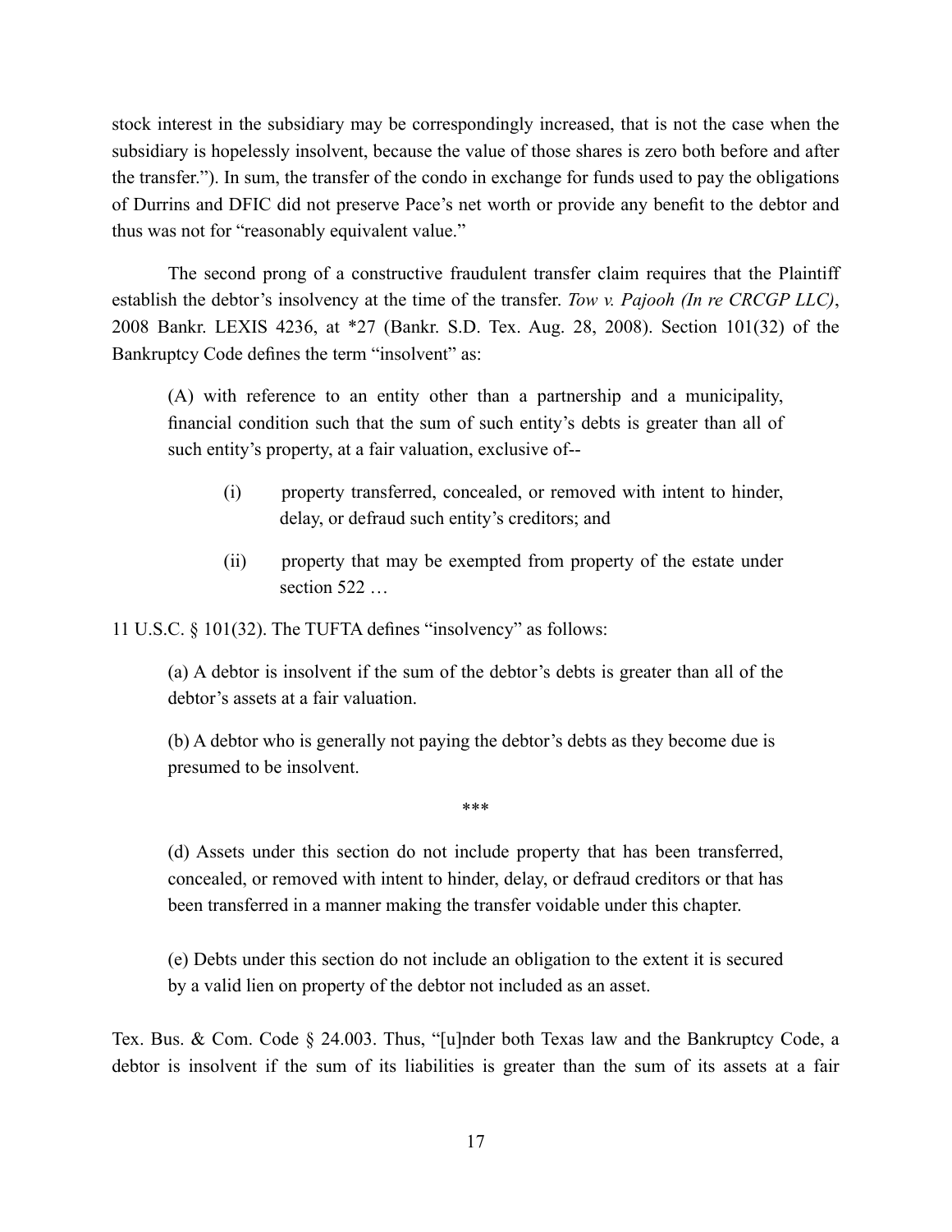stock interest in the subsidiary may be correspondingly increased, that is not the case when the subsidiary is hopelessly insolvent, because the value of those shares is zero both before and after the transfer."). In sum, the transfer of the condo in exchange for funds used to pay the obligations of Durrins and DFIC did not preserve Pace's net worth or provide any benefit to the debtor and thus was not for "reasonably equivalent value."

The second prong of a constructive fraudulent transfer claim requires that the Plaintiff establish the debtor's insolvency at the time of the transfer. *Tow v. Pajooh (In re CRCGP LLC)*, 2008 Bankr. LEXIS 4236, at *27 (Bankr. S.D. Tex. Aug. 28, 2008). Section 101(32) of the Bankruptcy Code defines the term "insolvent" as:

> (A) with reference to an entity other than a partnership and a municipality, financial condition such that the sum of such entity's debts is greater than all of such entity's property, at a fair valuation, exclusive of--
>
> > (i) property transferred, concealed, or removed with intent to hinder, delay, or defraud such entity's creditors; and
> >
> > (ii) property that may be exempted from property of the estate under section 522 …

11 U.S.C. § 101(32). The TUFTA defines "insolvency" as follows:

> (a) A debtor is insolvent if the sum of the debtor's debts is greater than all of the debtor's assets at a fair valuation.
>
> (b) A debtor who is generally not paying the debtor's debts as they become due is presumed to be insolvent.
>
> ***
>
> (d) Assets under this section do not include property that has been transferred, concealed, or removed with intent to hinder, delay, or defraud creditors or that has been transferred in a manner making the transfer voidable under this chapter.
>
> (e) Debts under this section do not include an obligation to the extent it is secured by a valid lien on property of the debtor not included as an asset.

Tex. Bus. & Com. Code § 24.003. Thus, "[u]nder both Texas law and the Bankruptcy Code, a debtor is insolvent if the sum of its liabilities is greater than the sum of its assets at a fair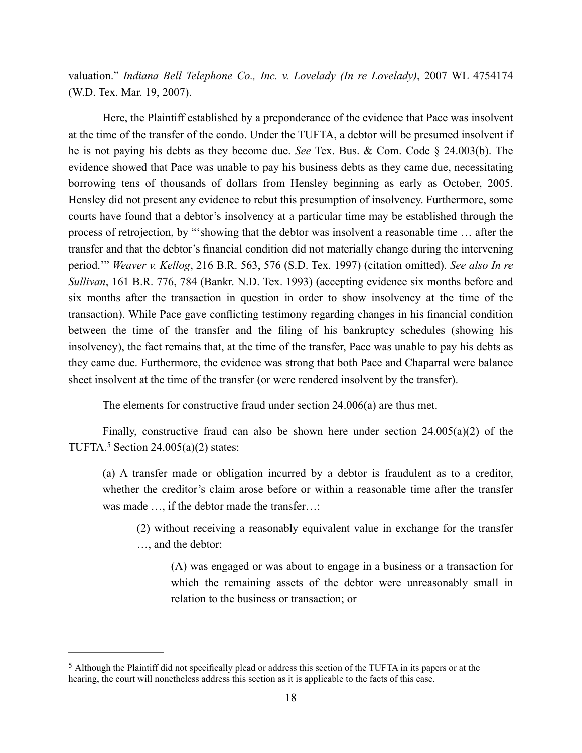valuation." *Indiana Bell Telephone Co., Inc. v. Lovelady (In re Lovelady)*, 2007 WL 4754174 (W.D. Tex. Mar. 19, 2007).

Here, the Plaintiff established by a preponderance of the evidence that Pace was insolvent at the time of the transfer of the condo. Under the TUFTA, a debtor will be presumed insolvent if he is not paying his debts as they become due. *See* Tex. Bus. & Com. Code § 24.003(b). The evidence showed that Pace was unable to pay his business debts as they came due, necessitating borrowing tens of thousands of dollars from Hensley beginning as early as October, 2005. Hensley did not present any evidence to rebut this presumption of insolvency. Furthermore, some courts have found that a debtor's insolvency at a particular time may be established through the process of retrojection, by "'showing that the debtor was insolvent a reasonable time … after the transfer and that the debtor's financial condition did not materially change during the intervening period.'" *Weaver v. Kellog*, 216 B.R. 563, 576 (S.D. Tex. 1997) (citation omitted). *See also In re Sullivan*, 161 B.R. 776, 784 (Bankr. N.D. Tex. 1993) (accepting evidence six months before and six months after the transaction in question in order to show insolvency at the time of the transaction). While Pace gave conflicting testimony regarding changes in his financial condition between the time of the transfer and the filing of his bankruptcy schedules (showing his insolvency), the fact remains that, at the time of the transfer, Pace was unable to pay his debts as they came due. Furthermore, the evidence was strong that both Pace and Chaparral were balance sheet insolvent at the time of the transfer (or were rendered insolvent by the transfer).

The elements for constructive fraud under section 24.006(a) are thus met.

Finally, constructive fraud can also be shown here under section 24.005(a)(2) of the TUFTA.[5] Section 24.005(a)(2) states:

> (a) A transfer made or obligation incurred by a debtor is fraudulent as to a creditor, whether the creditor's claim arose before or within a reasonable time after the transfer was made …, if the debtor made the transfer…:
>
> > (2) without receiving a reasonably equivalent value in exchange for the transfer …, and the debtor:
> >
> > > (A) was engaged or was about to engage in a business or a transaction for which the remaining assets of the debtor were unreasonably small in relation to the business or transaction; or

---

[5] Although the Plaintiff did not specifically plead or address this section of the TUFTA in its papers or at the hearing, the court will nonetheless address this section as it is applicable to the facts of this case.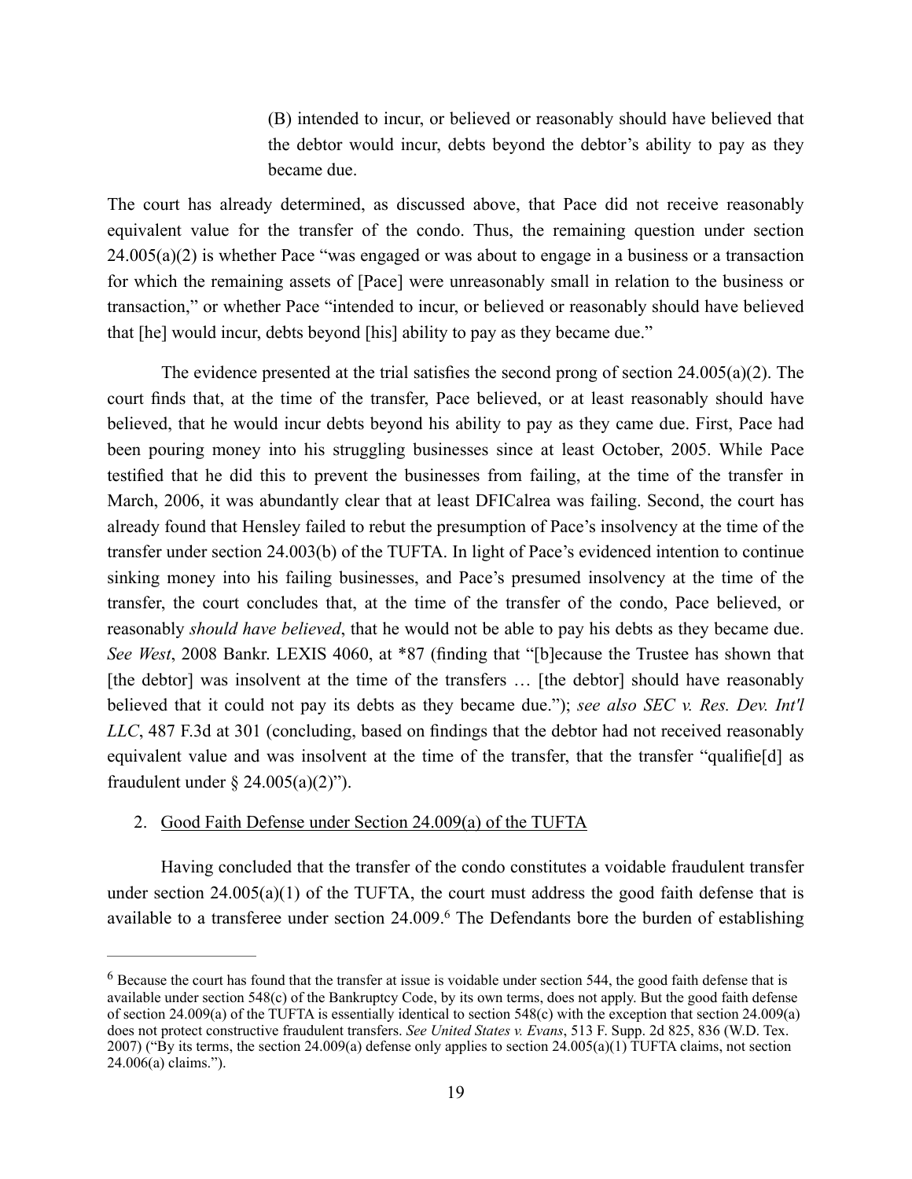> (B) intended to incur, or believed or reasonably should have believed that the debtor would incur, debts beyond the debtor's ability to pay as they became due.

The court has already determined, as discussed above, that Pace did not receive reasonably equivalent value for the transfer of the condo. Thus, the remaining question under section 24.005(a)(2) is whether Pace "was engaged or was about to engage in a business or a transaction for which the remaining assets of [Pace] were unreasonably small in relation to the business or transaction," or whether Pace "intended to incur, or believed or reasonably should have believed that [he] would incur, debts beyond [his] ability to pay as they became due."

The evidence presented at the trial satisfies the second prong of section 24.005(a)(2). The court finds that, at the time of the transfer, Pace believed, or at least reasonably should have believed, that he would incur debts beyond his ability to pay as they came due. First, Pace had been pouring money into his struggling businesses since at least October, 2005. While Pace testified that he did this to prevent the businesses from failing, at the time of the transfer in March, 2006, it was abundantly clear that at least DFICalrea was failing. Second, the court has already found that Hensley failed to rebut the presumption of Pace's insolvency at the time of the transfer under section 24.003(b) of the TUFTA. In light of Pace's evidenced intention to continue sinking money into his failing businesses, and Pace's presumed insolvency at the time of the transfer, the court concludes that, at the time of the transfer of the condo, Pace believed, or reasonably *should have believed*, that he would not be able to pay his debts as they became due. *See West*, 2008 Bankr. LEXIS 4060, at *87 (finding that "[b]ecause the Trustee has shown that [the debtor] was insolvent at the time of the transfers … [the debtor] should have reasonably believed that it could not pay its debts as they became due."); *see also SEC v. Res. Dev. Int'l LLC*, 487 F.3d at 301 (concluding, based on findings that the debtor had not received reasonably equivalent value and was insolvent at the time of the transfer, that the transfer "qualifie[d] as fraudulent under § 24.005(a)(2)").

2. <u>Good Faith Defense under Section 24.009(a) of the TUFTA</u>

Having concluded that the transfer of the condo constitutes a voidable fraudulent transfer under section 24.005(a)(1) of the TUFTA, the court must address the good faith defense that is available to a transferee under section 24.009.[6] The Defendants bore the burden of establishing

---

[6] Because the court has found that the transfer at issue is voidable under section 544, the good faith defense that is available under section 548(c) of the Bankruptcy Code, by its own terms, does not apply. But the good faith defense of section 24.009(a) of the TUFTA is essentially identical to section 548(c) with the exception that section 24.009(a) does not protect constructive fraudulent transfers. *See United States v. Evans*, 513 F. Supp. 2d 825, 836 (W.D. Tex. 2007) ("By its terms, the section 24.009(a) defense only applies to section 24.005(a)(1) TUFTA claims, not section 24.006(a) claims.").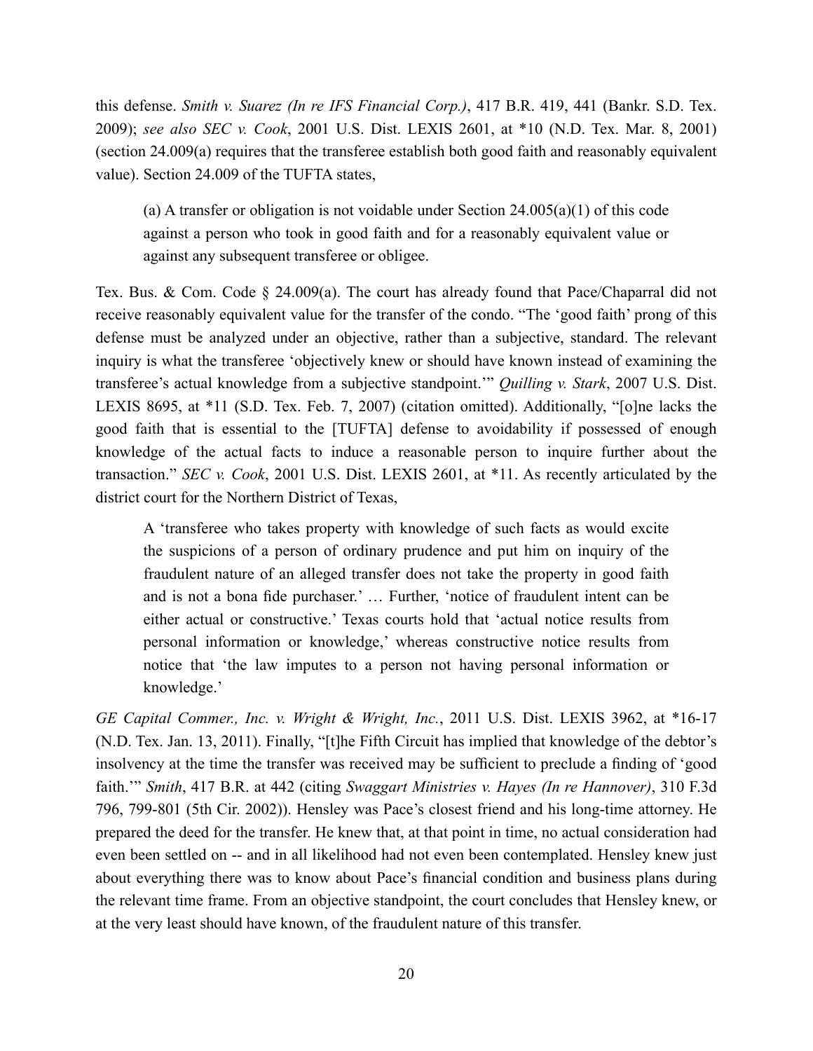this defense. *Smith v. Suarez (In re IFS Financial Corp.)*, 417 B.R. 419, 441 (Bankr. S.D. Tex. 2009); *see also SEC v. Cook*, 2001 U.S. Dist. LEXIS 2601, at *10 (N.D. Tex. Mar. 8, 2001) (section 24.009(a) requires that the transferee establish both good faith and reasonably equivalent value). Section 24.009 of the TUFTA states,

> (a) A transfer or obligation is not voidable under Section 24.005(a)(1) of this code against a person who took in good faith and for a reasonably equivalent value or against any subsequent transferee or obligee.

Tex. Bus. & Com. Code § 24.009(a). The court has already found that Pace/Chaparral did not receive reasonably equivalent value for the transfer of the condo. "The 'good faith' prong of this defense must be analyzed under an objective, rather than a subjective, standard. The relevant inquiry is what the transferee 'objectively knew or should have known instead of examining the transferee's actual knowledge from a subjective standpoint.'" *Quilling v. Stark*, 2007 U.S. Dist. LEXIS 8695, at *11 (S.D. Tex. Feb. 7, 2007) (citation omitted). Additionally, "[o]ne lacks the good faith that is essential to the [TUFTA] defense to avoidability if possessed of enough knowledge of the actual facts to induce a reasonable person to inquire further about the transaction." *SEC v. Cook*, 2001 U.S. Dist. LEXIS 2601, at *11. As recently articulated by the district court for the Northern District of Texas,

> A 'transferee who takes property with knowledge of such facts as would excite the suspicions of a person of ordinary prudence and put him on inquiry of the fraudulent nature of an alleged transfer does not take the property in good faith and is not a bona fide purchaser.' … Further, 'notice of fraudulent intent can be either actual or constructive.' Texas courts hold that 'actual notice results from personal information or knowledge,' whereas constructive notice results from notice that 'the law imputes to a person not having personal information or knowledge.'

*GE Capital Commer., Inc. v. Wright & Wright, Inc.*, 2011 U.S. Dist. LEXIS 3962, at *16-17 (N.D. Tex. Jan. 13, 2011). Finally, "[t]he Fifth Circuit has implied that knowledge of the debtor's insolvency at the time the transfer was received may be sufficient to preclude a finding of 'good faith.'" *Smith*, 417 B.R. at 442 (citing *Swaggart Ministries v. Hayes (In re Hannover)*, 310 F.3d 796, 799-801 (5th Cir. 2002)). Hensley was Pace's closest friend and his long-time attorney. He prepared the deed for the transfer. He knew that, at that point in time, no actual consideration had even been settled on -- and in all likelihood had not even been contemplated. Hensley knew just about everything there was to know about Pace's financial condition and business plans during the relevant time frame. From an objective standpoint, the court concludes that Hensley knew, or at the very least should have known, of the fraudulent nature of this transfer.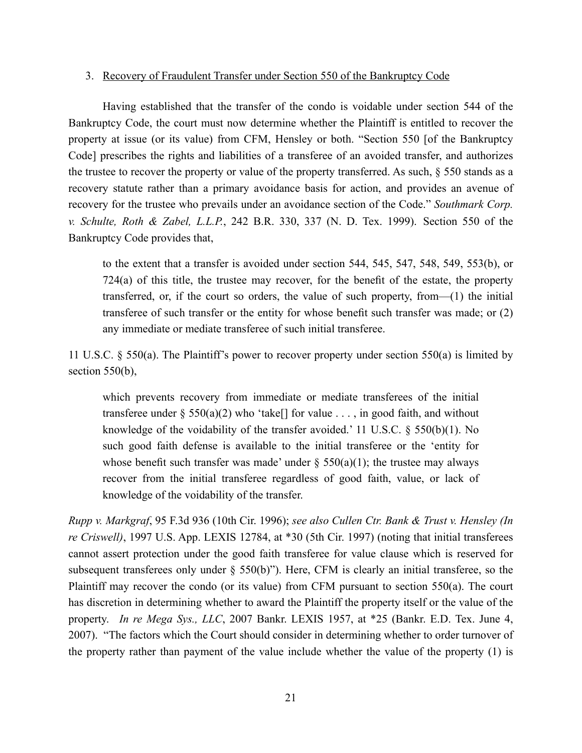3. Recovery of Fraudulent Transfer under Section 550 of the Bankruptcy Code

Having established that the transfer of the condo is voidable under section 544 of the Bankruptcy Code, the court must now determine whether the Plaintiff is entitled to recover the property at issue (or its value) from CFM, Hensley or both. "Section 550 [of the Bankruptcy Code] prescribes the rights and liabilities of a transferee of an avoided transfer, and authorizes the trustee to recover the property or value of the property transferred. As such, § 550 stands as a recovery statute rather than a primary avoidance basis for action, and provides an avenue of recovery for the trustee who prevails under an avoidance section of the Code." *Southmark Corp. v. Schulte, Roth & Zabel, L.L.P.*, 242 B.R. 330, 337 (N. D. Tex. 1999). Section 550 of the Bankruptcy Code provides that,

> to the extent that a transfer is avoided under section 544, 545, 547, 548, 549, 553(b), or 724(a) of this title, the trustee may recover, for the benefit of the estate, the property transferred, or, if the court so orders, the value of such property, from—(1) the initial transferee of such transfer or the entity for whose benefit such transfer was made; or (2) any immediate or mediate transferee of such initial transferee.

11 U.S.C. § 550(a). The Plaintiff's power to recover property under section 550(a) is limited by section 550(b),

> which prevents recovery from immediate or mediate transferees of the initial transferee under § 550(a)(2) who 'take[] for value . . . , in good faith, and without knowledge of the voidability of the transfer avoided.' 11 U.S.C. § 550(b)(1). No such good faith defense is available to the initial transferee or the 'entity for whose benefit such transfer was made' under § 550(a)(1); the trustee may always recover from the initial transferee regardless of good faith, value, or lack of knowledge of the voidability of the transfer.

*Rupp v. Markgraf*, 95 F.3d 936 (10th Cir. 1996); *see also Cullen Ctr. Bank & Trust v. Hensley (In re Criswell)*, 1997 U.S. App. LEXIS 12784, at *30 (5th Cir. 1997) (noting that initial transferees cannot assert protection under the good faith transferee for value clause which is reserved for subsequent transferees only under § 550(b)"). Here, CFM is clearly an initial transferee, so the Plaintiff may recover the condo (or its value) from CFM pursuant to section 550(a). The court has discretion in determining whether to award the Plaintiff the property itself or the value of the property. *In re Mega Sys., LLC*, 2007 Bankr. LEXIS 1957, at *25 (Bankr. E.D. Tex. June 4, 2007). "The factors which the Court should consider in determining whether to order turnover of the property rather than payment of the value include whether the value of the property (1) is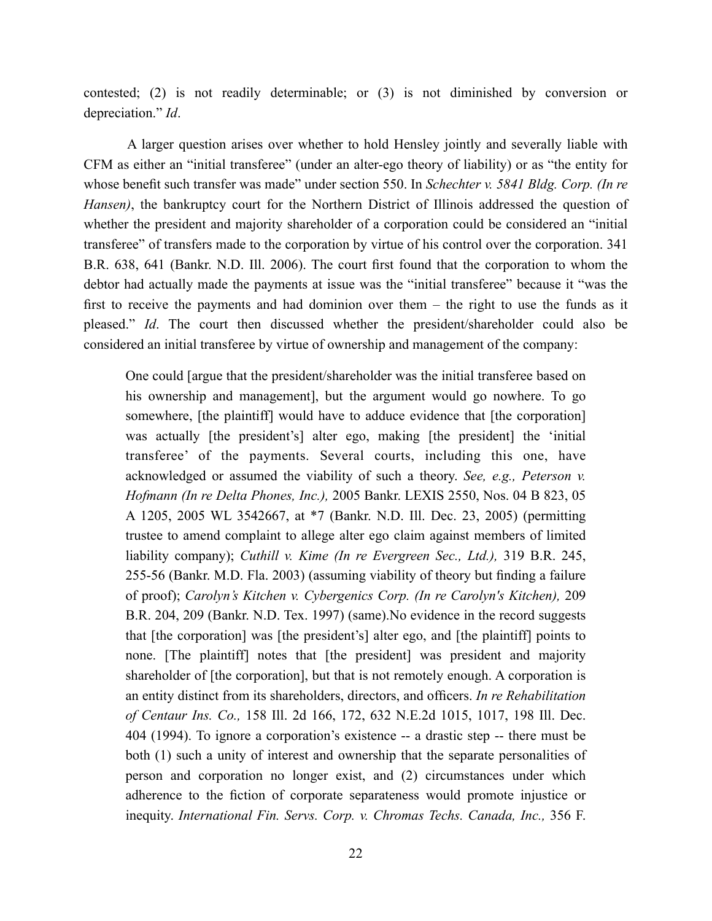contested; (2) is not readily determinable; or (3) is not diminished by conversion or depreciation." *Id*.

A larger question arises over whether to hold Hensley jointly and severally liable with CFM as either an "initial transferee" (under an alter-ego theory of liability) or as "the entity for whose benefit such transfer was made" under section 550. In *Schechter v. 5841 Bldg. Corp. (In re Hansen)*, the bankruptcy court for the Northern District of Illinois addressed the question of whether the president and majority shareholder of a corporation could be considered an "initial transferee" of transfers made to the corporation by virtue of his control over the corporation. 341 B.R. 638, 641 (Bankr. N.D. Ill. 2006). The court first found that the corporation to whom the debtor had actually made the payments at issue was the "initial transferee" because it "was the first to receive the payments and had dominion over them – the right to use the funds as it pleased." *Id*. The court then discussed whether the president/shareholder could also be considered an initial transferee by virtue of ownership and management of the company:

> One could [argue that the president/shareholder was the initial transferee based on his ownership and management], but the argument would go nowhere. To go somewhere, [the plaintiff] would have to adduce evidence that [the corporation] was actually [the president's] alter ego, making [the president] the 'initial transferee' of the payments. Several courts, including this one, have acknowledged or assumed the viability of such a theory. *See, e.g., Peterson v. Hofmann (In re Delta Phones, Inc.),* 2005 Bankr. LEXIS 2550, Nos. 04 B 823, 05 A 1205, 2005 WL 3542667, at *7 (Bankr. N.D. Ill. Dec. 23, 2005) (permitting trustee to amend complaint to allege alter ego claim against members of limited liability company); *Cuthill v. Kime (In re Evergreen Sec., Ltd.),* 319 B.R. 245, 255-56 (Bankr. M.D. Fla. 2003) (assuming viability of theory but finding a failure of proof); *Carolyn's Kitchen v. Cybergenics Corp. (In re Carolyn's Kitchen),* 209 B.R. 204, 209 (Bankr. N.D. Tex. 1997) (same).No evidence in the record suggests that [the corporation] was [the president's] alter ego, and [the plaintiff] points to none. [The plaintiff] notes that [the president] was president and majority shareholder of [the corporation], but that is not remotely enough. A corporation is an entity distinct from its shareholders, directors, and officers. *In re Rehabilitation of Centaur Ins. Co.,* 158 Ill. 2d 166, 172, 632 N.E.2d 1015, 1017, 198 Ill. Dec. 404 (1994). To ignore a corporation's existence -- a drastic step -- there must be both (1) such a unity of interest and ownership that the separate personalities of person and corporation no longer exist, and (2) circumstances under which adherence to the fiction of corporate separateness would promote injustice or inequity. *International Fin. Servs. Corp. v. Chromas Techs. Canada, Inc.,* 356 F.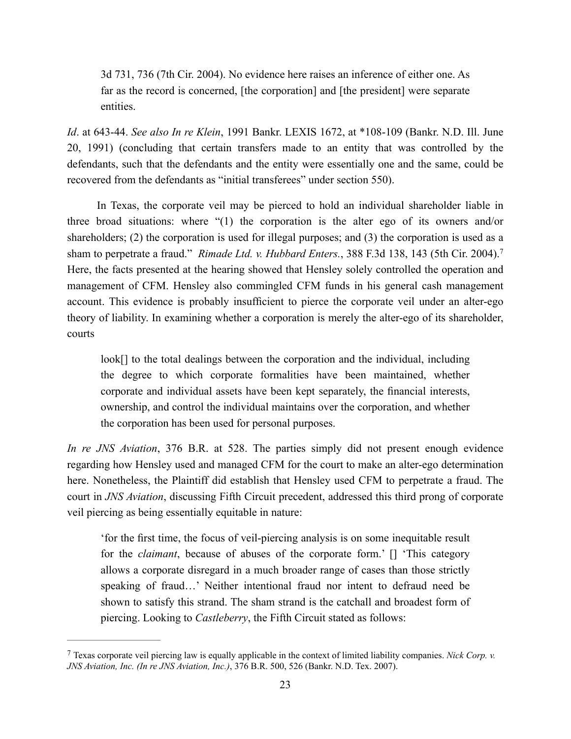> 3d 731, 736 (7th Cir. 2004). No evidence here raises an inference of either one. As far as the record is concerned, [the corporation] and [the president] were separate entities.

*Id*. at 643-44. *See also In re Klein*, 1991 Bankr. LEXIS 1672, at *108-109 (Bankr. N.D. Ill. June 20, 1991) (concluding that certain transfers made to an entity that was controlled by the defendants, such that the defendants and the entity were essentially one and the same, could be recovered from the defendants as "initial transferees" under section 550).

In Texas, the corporate veil may be pierced to hold an individual shareholder liable in three broad situations: where "(1) the corporation is the alter ego of its owners and/or shareholders; (2) the corporation is used for illegal purposes; and (3) the corporation is used as a sham to perpetrate a fraud." *Rimade Ltd. v. Hubbard Enters.*, 388 F.3d 138, 143 (5th Cir. 2004).[7] Here, the facts presented at the hearing showed that Hensley solely controlled the operation and management of CFM. Hensley also commingled CFM funds in his general cash management account. This evidence is probably insufficient to pierce the corporate veil under an alter-ego theory of liability. In examining whether a corporation is merely the alter-ego of its shareholder, courts

> look[] to the total dealings between the corporation and the individual, including the degree to which corporate formalities have been maintained, whether corporate and individual assets have been kept separately, the financial interests, ownership, and control the individual maintains over the corporation, and whether the corporation has been used for personal purposes.

*In re JNS Aviation*, 376 B.R. at 528. The parties simply did not present enough evidence regarding how Hensley used and managed CFM for the court to make an alter-ego determination here. Nonetheless, the Plaintiff did establish that Hensley used CFM to perpetrate a fraud. The court in *JNS Aviation*, discussing Fifth Circuit precedent, addressed this third prong of corporate veil piercing as being essentially equitable in nature:

> 'for the first time, the focus of veil-piercing analysis is on some inequitable result for the *claimant*, because of abuses of the corporate form.' [] 'This category allows a corporate disregard in a much broader range of cases than those strictly speaking of fraud…' Neither intentional fraud nor intent to defraud need be shown to satisfy this strand. The sham strand is the catchall and broadest form of piercing. Looking to *Castleberry*, the Fifth Circuit stated as follows:

---

[7] Texas corporate veil piercing law is equally applicable in the context of limited liability companies. *Nick Corp. v. JNS Aviation, Inc. (In re JNS Aviation, Inc.)*, 376 B.R. 500, 526 (Bankr. N.D. Tex. 2007).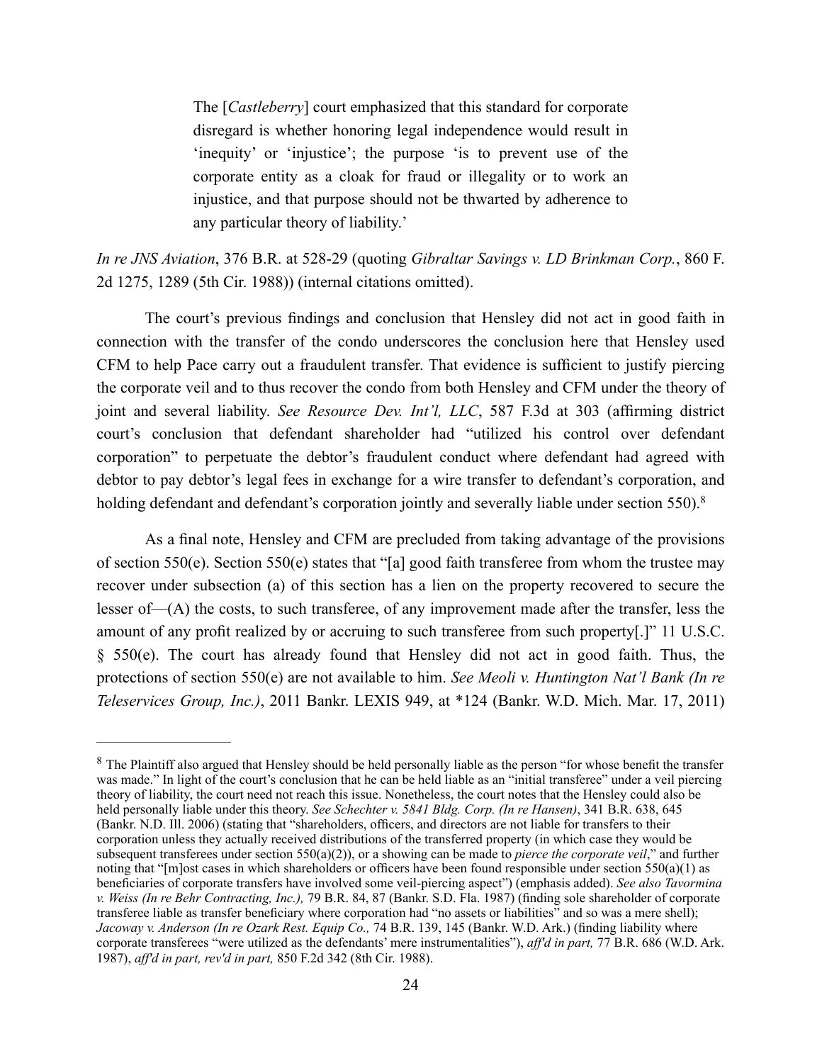> The [*Castleberry*] court emphasized that this standard for corporate disregard is whether honoring legal independence would result in 'inequity' or 'injustice'; the purpose 'is to prevent use of the corporate entity as a cloak for fraud or illegality or to work an injustice, and that purpose should not be thwarted by adherence to any particular theory of liability.'

*In re JNS Aviation*, 376 B.R. at 528-29 (quoting *Gibraltar Savings v. LD Brinkman Corp.*, 860 F. 2d 1275, 1289 (5th Cir. 1988)) (internal citations omitted).

The court's previous findings and conclusion that Hensley did not act in good faith in connection with the transfer of the condo underscores the conclusion here that Hensley used CFM to help Pace carry out a fraudulent transfer. That evidence is sufficient to justify piercing the corporate veil and to thus recover the condo from both Hensley and CFM under the theory of joint and several liability. *See Resource Dev. Int'l, LLC*, 587 F.3d at 303 (affirming district court's conclusion that defendant shareholder had "utilized his control over defendant corporation" to perpetuate the debtor's fraudulent conduct where defendant had agreed with debtor to pay debtor's legal fees in exchange for a wire transfer to defendant's corporation, and holding defendant and defendant's corporation jointly and severally liable under section 550).[8]

As a final note, Hensley and CFM are precluded from taking advantage of the provisions of section 550(e). Section 550(e) states that "[a] good faith transferee from whom the trustee may recover under subsection (a) of this section has a lien on the property recovered to secure the lesser of—(A) the costs, to such transferee, of any improvement made after the transfer, less the amount of any profit realized by or accruing to such transferee from such property[.]" 11 U.S.C. § 550(e). The court has already found that Hensley did not act in good faith. Thus, the protections of section 550(e) are not available to him. *See Meoli v. Huntington Nat'l Bank (In re Teleservices Group, Inc.)*, 2011 Bankr. LEXIS 949, at *124 (Bankr. W.D. Mich. Mar. 17, 2011)

---

[8] The Plaintiff also argued that Hensley should be held personally liable as the person "for whose benefit the transfer was made." In light of the court's conclusion that he can be held liable as an "initial transferee" under a veil piercing theory of liability, the court need not reach this issue. Nonetheless, the court notes that the Hensley could also be held personally liable under this theory. *See Schechter v. 5841 Bldg. Corp. (In re Hansen)*, 341 B.R. 638, 645 (Bankr. N.D. Ill. 2006) (stating that "shareholders, officers, and directors are not liable for transfers to their corporation unless they actually received distributions of the transferred property (in which case they would be subsequent transferees under section 550(a)(2)), or a showing can be made to *pierce the corporate veil*," and further noting that "[m]ost cases in which shareholders or officers have been found responsible under section 550(a)(1) as beneficiaries of corporate transfers have involved some veil-piercing aspect") (emphasis added). *See also Tavormina v. Weiss (In re Behr Contracting, Inc.),* 79 B.R. 84, 87 (Bankr. S.D. Fla. 1987) (finding sole shareholder of corporate transferee liable as transfer beneficiary where corporation had "no assets or liabilities" and so was a mere shell); *Jacoway v. Anderson (In re Ozark Rest. Equip Co.,* 74 B.R. 139, 145 (Bankr. W.D. Ark.) (finding liability where corporate transferees "were utilized as the defendants' mere instrumentalities"), *aff'd in part,* 77 B.R. 686 (W.D. Ark. 1987), *aff'd in part, rev'd in part,* 850 F.2d 342 (8th Cir. 1988).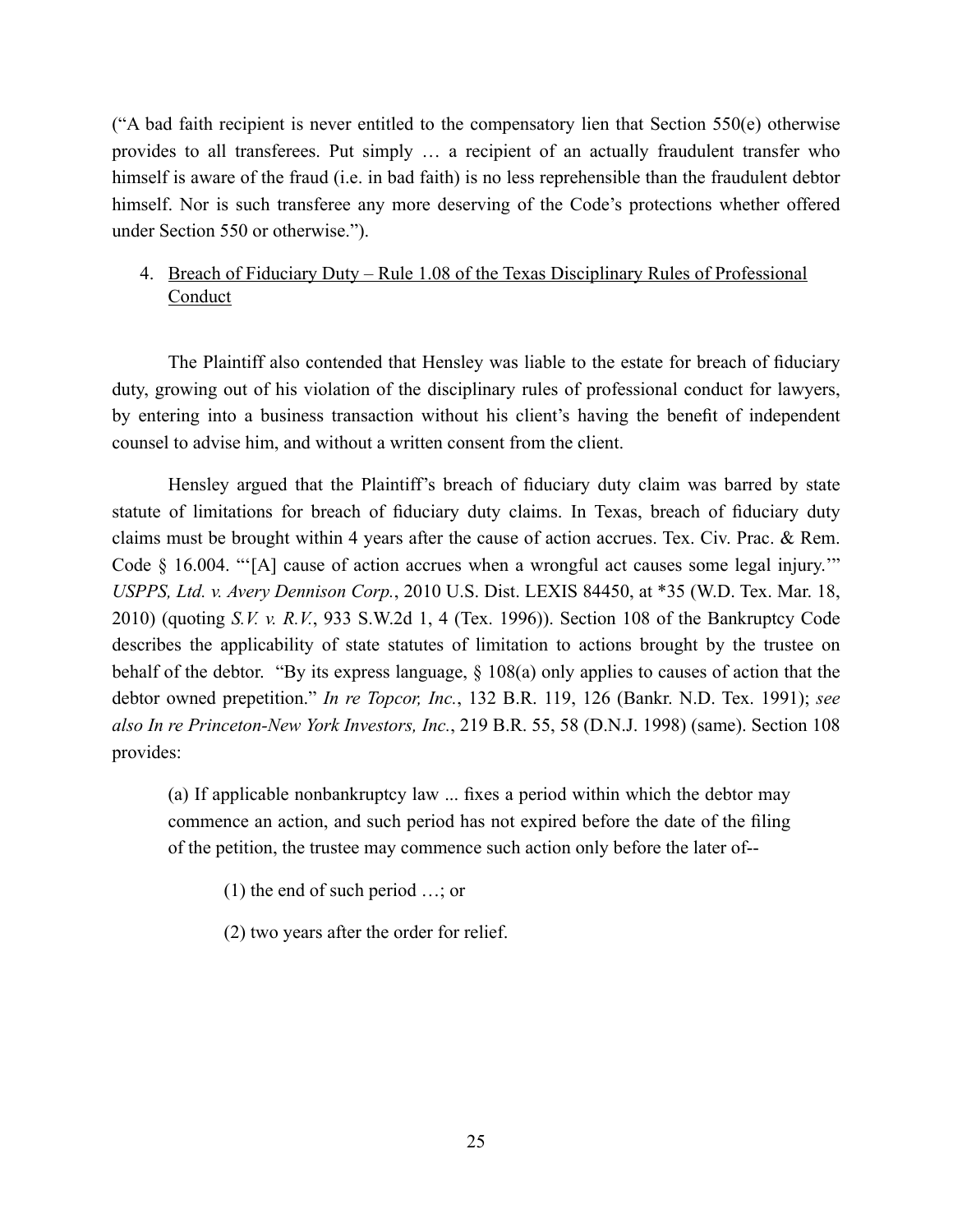("A bad faith recipient is never entitled to the compensatory lien that Section 550(e) otherwise provides to all transferees. Put simply … a recipient of an actually fraudulent transfer who himself is aware of the fraud (i.e. in bad faith) is no less reprehensible than the fraudulent debtor himself. Nor is such transferee any more deserving of the Code's protections whether offered under Section 550 or otherwise.").

4. <u>Breach of Fiduciary Duty – Rule 1.08 of the Texas Disciplinary Rules of Professional Conduct</u>

The Plaintiff also contended that Hensley was liable to the estate for breach of fiduciary duty, growing out of his violation of the disciplinary rules of professional conduct for lawyers, by entering into a business transaction without his client's having the benefit of independent counsel to advise him, and without a written consent from the client.

Hensley argued that the Plaintiff's breach of fiduciary duty claim was barred by state statute of limitations for breach of fiduciary duty claims. In Texas, breach of fiduciary duty claims must be brought within 4 years after the cause of action accrues. Tex. Civ. Prac. & Rem. Code § 16.004. "'[A] cause of action accrues when a wrongful act causes some legal injury.'" *USPPS, Ltd. v. Avery Dennison Corp.*, 2010 U.S. Dist. LEXIS 84450, at *35 (W.D. Tex. Mar. 18, 2010) (quoting *S.V. v. R.V.*, 933 S.W.2d 1, 4 (Tex. 1996)). Section 108 of the Bankruptcy Code describes the applicability of state statutes of limitation to actions brought by the trustee on behalf of the debtor. "By its express language, § 108(a) only applies to causes of action that the debtor owned prepetition." *In re Topcor, Inc.*, 132 B.R. 119, 126 (Bankr. N.D. Tex. 1991); *see also In re Princeton-New York Investors, Inc.*, 219 B.R. 55, 58 (D.N.J. 1998) (same). Section 108 provides:

> (a) If applicable nonbankruptcy law ... fixes a period within which the debtor may commence an action, and such period has not expired before the date of the filing of the petition, the trustee may commence such action only before the later of--
>
> (1) the end of such period …; or
>
> (2) two years after the order for relief.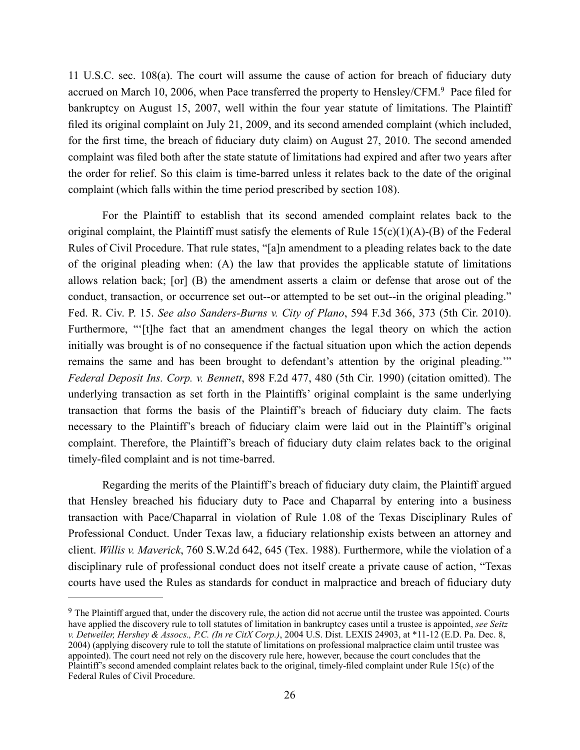11 U.S.C. sec. 108(a). The court will assume the cause of action for breach of fiduciary duty accrued on March 10, 2006, when Pace transferred the property to Hensley/CFM.[9] Pace filed for bankruptcy on August 15, 2007, well within the four year statute of limitations. The Plaintiff filed its original complaint on July 21, 2009, and its second amended complaint (which included, for the first time, the breach of fiduciary duty claim) on August 27, 2010. The second amended complaint was filed both after the state statute of limitations had expired and after two years after the order for relief. So this claim is time-barred unless it relates back to the date of the original complaint (which falls within the time period prescribed by section 108).

For the Plaintiff to establish that its second amended complaint relates back to the original complaint, the Plaintiff must satisfy the elements of Rule 15(c)(1)(A)-(B) of the Federal Rules of Civil Procedure. That rule states, "[a]n amendment to a pleading relates back to the date of the original pleading when: (A) the law that provides the applicable statute of limitations allows relation back; [or] (B) the amendment asserts a claim or defense that arose out of the conduct, transaction, or occurrence set out--or attempted to be set out--in the original pleading." Fed. R. Civ. P. 15. *See also Sanders-Burns v. City of Plano*, 594 F.3d 366, 373 (5th Cir. 2010). Furthermore, "'[t]he fact that an amendment changes the legal theory on which the action initially was brought is of no consequence if the factual situation upon which the action depends remains the same and has been brought to defendant's attention by the original pleading.'" *Federal Deposit Ins. Corp. v. Bennett*, 898 F.2d 477, 480 (5th Cir. 1990) (citation omitted). The underlying transaction as set forth in the Plaintiffs' original complaint is the same underlying transaction that forms the basis of the Plaintiff's breach of fiduciary duty claim. The facts necessary to the Plaintiff's breach of fiduciary claim were laid out in the Plaintiff's original complaint. Therefore, the Plaintiff's breach of fiduciary duty claim relates back to the original timely-filed complaint and is not time-barred.

Regarding the merits of the Plaintiff's breach of fiduciary duty claim, the Plaintiff argued that Hensley breached his fiduciary duty to Pace and Chaparral by entering into a business transaction with Pace/Chaparral in violation of Rule 1.08 of the Texas Disciplinary Rules of Professional Conduct. Under Texas law, a fiduciary relationship exists between an attorney and client. *Willis v. Maverick*, 760 S.W.2d 642, 645 (Tex. 1988). Furthermore, while the violation of a disciplinary rule of professional conduct does not itself create a private cause of action, "Texas courts have used the Rules as standards for conduct in malpractice and breach of fiduciary duty

---

[9] The Plaintiff argued that, under the discovery rule, the action did not accrue until the trustee was appointed. Courts have applied the discovery rule to toll statutes of limitation in bankruptcy cases until a trustee is appointed, *see Seitz v. Detweiler, Hershey & Assocs., P.C. (In re CitX Corp.)*, 2004 U.S. Dist. LEXIS 24903, at *11-12 (E.D. Pa. Dec. 8, 2004) (applying discovery rule to toll the statute of limitations on professional malpractice claim until trustee was appointed). The court need not rely on the discovery rule here, however, because the court concludes that the Plaintiff's second amended complaint relates back to the original, timely-filed complaint under Rule 15(c) of the Federal Rules of Civil Procedure.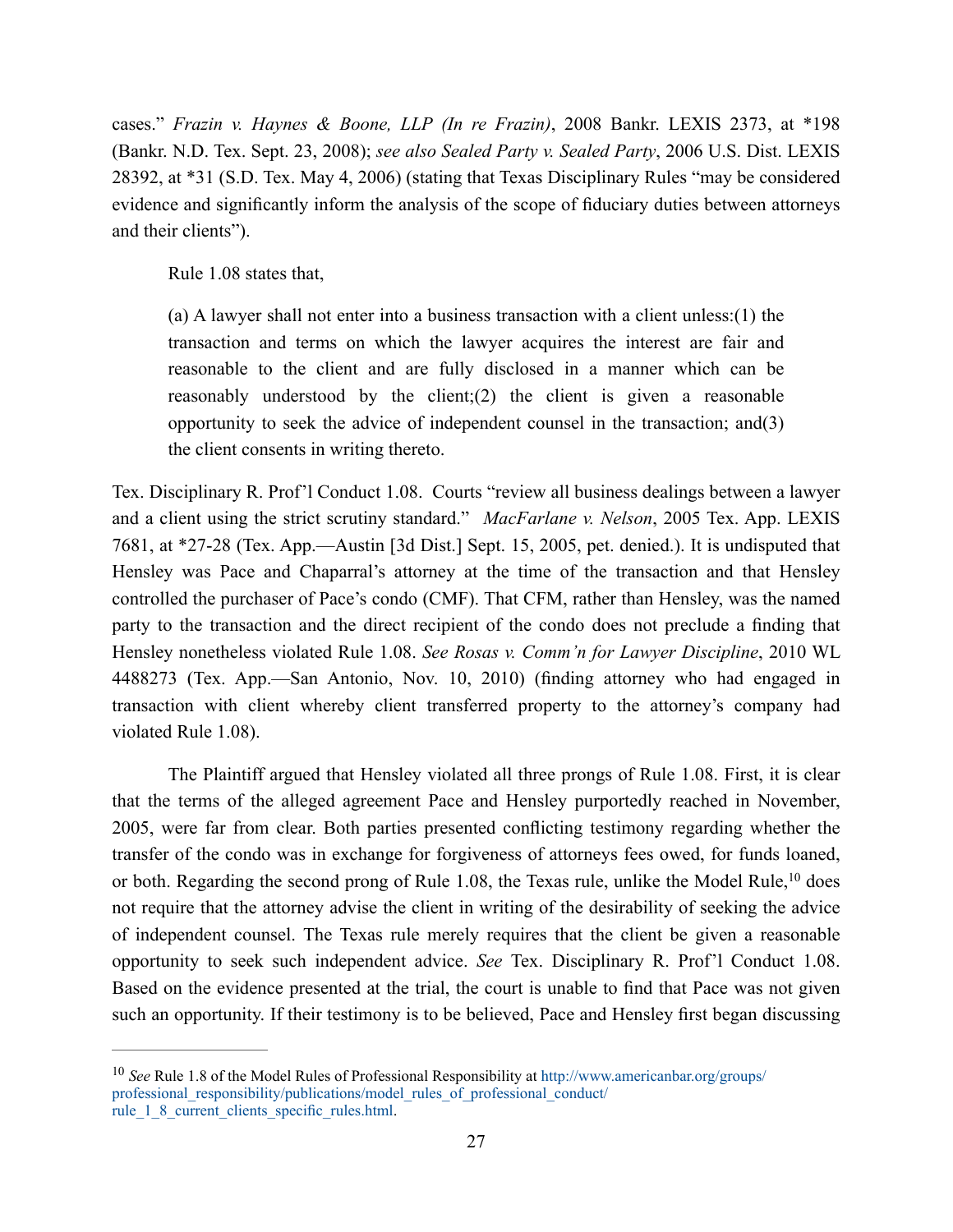cases." *Frazin v. Haynes & Boone, LLP (In re Frazin)*, 2008 Bankr. LEXIS 2373, at *198 (Bankr. N.D. Tex. Sept. 23, 2008); *see also Sealed Party v. Sealed Party*, 2006 U.S. Dist. LEXIS 28392, at *31 (S.D. Tex. May 4, 2006) (stating that Texas Disciplinary Rules "may be considered evidence and significantly inform the analysis of the scope of fiduciary duties between attorneys and their clients").

Rule 1.08 states that,

> (a) A lawyer shall not enter into a business transaction with a client unless:(1) the transaction and terms on which the lawyer acquires the interest are fair and reasonable to the client and are fully disclosed in a manner which can be reasonably understood by the client;(2) the client is given a reasonable opportunity to seek the advice of independent counsel in the transaction; and(3) the client consents in writing thereto.

Tex. Disciplinary R. Prof'l Conduct 1.08. Courts "review all business dealings between a lawyer and a client using the strict scrutiny standard." *MacFarlane v. Nelson*, 2005 Tex. App. LEXIS 7681, at *27-28 (Tex. App.—Austin [3d Dist.] Sept. 15, 2005, pet. denied.). It is undisputed that Hensley was Pace and Chaparral's attorney at the time of the transaction and that Hensley controlled the purchaser of Pace's condo (CMF). That CFM, rather than Hensley, was the named party to the transaction and the direct recipient of the condo does not preclude a finding that Hensley nonetheless violated Rule 1.08. *See Rosas v. Comm'n for Lawyer Discipline*, 2010 WL 4488273 (Tex. App.—San Antonio, Nov. 10, 2010) (finding attorney who had engaged in transaction with client whereby client transferred property to the attorney's company had violated Rule 1.08).

The Plaintiff argued that Hensley violated all three prongs of Rule 1.08. First, it is clear that the terms of the alleged agreement Pace and Hensley purportedly reached in November, 2005, were far from clear. Both parties presented conflicting testimony regarding whether the transfer of the condo was in exchange for forgiveness of attorneys fees owed, for funds loaned, or both. Regarding the second prong of Rule 1.08, the Texas rule, unlike the Model Rule,[10] does not require that the attorney advise the client in writing of the desirability of seeking the advice of independent counsel. The Texas rule merely requires that the client be given a reasonable opportunity to seek such independent advice. *See* Tex. Disciplinary R. Prof'l Conduct 1.08. Based on the evidence presented at the trial, the court is unable to find that Pace was not given such an opportunity. If their testimony is to be believed, Pace and Hensley first began discussing

---

[10] *See* Rule 1.8 of the Model Rules of Professional Responsibility at http://www.americanbar.org/groups/professional_responsibility/publications/model_rules_of_professional_conduct/rule_1_8_current_clients_specific_rules.html.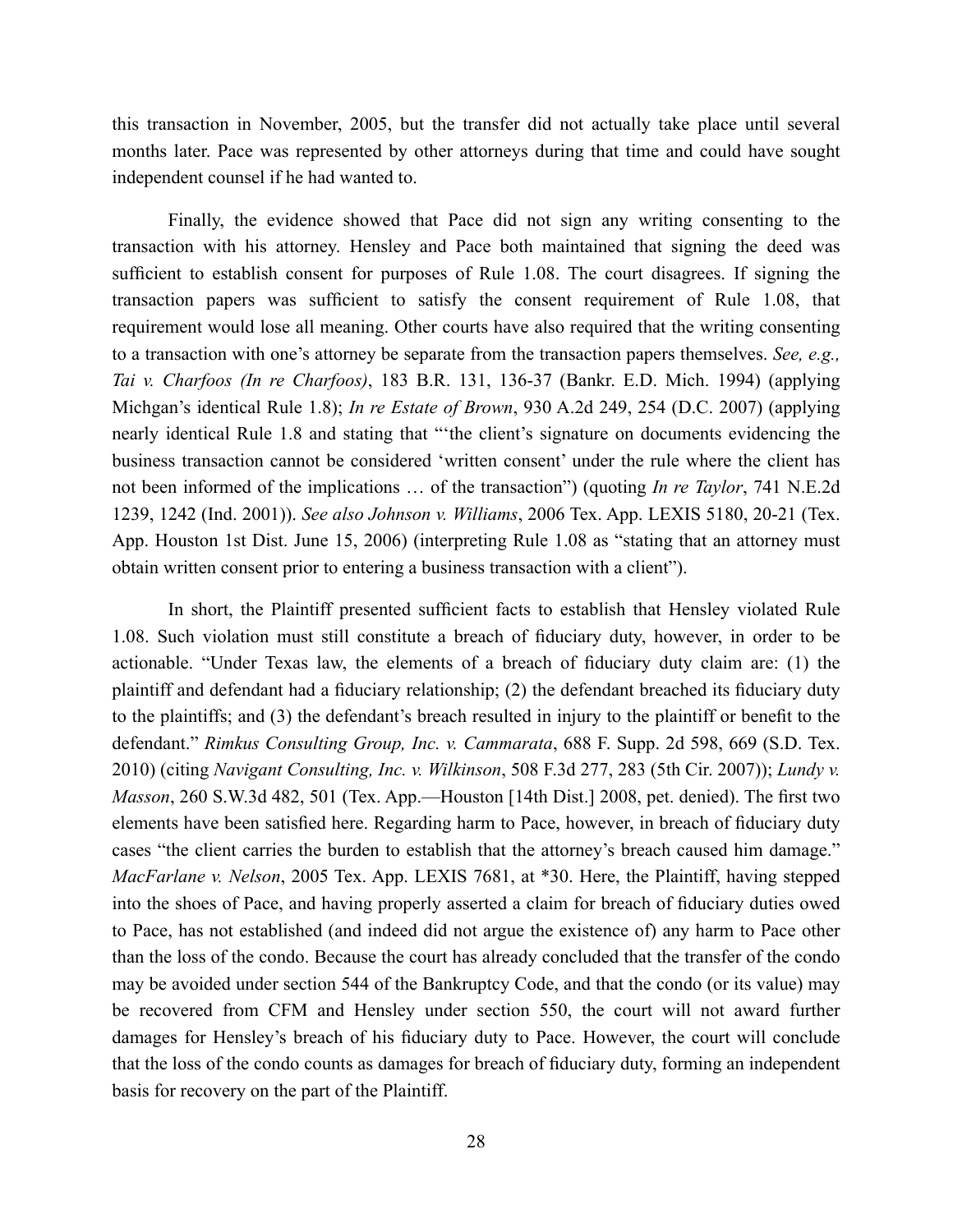this transaction in November, 2005, but the transfer did not actually take place until several months later. Pace was represented by other attorneys during that time and could have sought independent counsel if he had wanted to.

Finally, the evidence showed that Pace did not sign any writing consenting to the transaction with his attorney. Hensley and Pace both maintained that signing the deed was sufficient to establish consent for purposes of Rule 1.08. The court disagrees. If signing the transaction papers was sufficient to satisfy the consent requirement of Rule 1.08, that requirement would lose all meaning. Other courts have also required that the writing consenting to a transaction with one's attorney be separate from the transaction papers themselves. *See, e.g., Tai v. Charfoos (In re Charfoos)*, 183 B.R. 131, 136-37 (Bankr. E.D. Mich. 1994) (applying Michgan's identical Rule 1.8); *In re Estate of Brown*, 930 A.2d 249, 254 (D.C. 2007) (applying nearly identical Rule 1.8 and stating that "'the client's signature on documents evidencing the business transaction cannot be considered 'written consent' under the rule where the client has not been informed of the implications … of the transaction") (quoting *In re Taylor*, 741 N.E.2d 1239, 1242 (Ind. 2001)). *See also Johnson v. Williams*, 2006 Tex. App. LEXIS 5180, 20-21 (Tex. App. Houston 1st Dist. June 15, 2006) (interpreting Rule 1.08 as "stating that an attorney must obtain written consent prior to entering a business transaction with a client").

In short, the Plaintiff presented sufficient facts to establish that Hensley violated Rule 1.08. Such violation must still constitute a breach of fiduciary duty, however, in order to be actionable. "Under Texas law, the elements of a breach of fiduciary duty claim are: (1) the plaintiff and defendant had a fiduciary relationship; (2) the defendant breached its fiduciary duty to the plaintiffs; and (3) the defendant's breach resulted in injury to the plaintiff or benefit to the defendant." *Rimkus Consulting Group, Inc. v. Cammarata*, 688 F. Supp. 2d 598, 669 (S.D. Tex. 2010) (citing *Navigant Consulting, Inc. v. Wilkinson*, 508 F.3d 277, 283 (5th Cir. 2007)); *Lundy v. Masson*, 260 S.W.3d 482, 501 (Tex. App.—Houston [14th Dist.] 2008, pet. denied). The first two elements have been satisfied here. Regarding harm to Pace, however, in breach of fiduciary duty cases "the client carries the burden to establish that the attorney's breach caused him damage." *MacFarlane v. Nelson*, 2005 Tex. App. LEXIS 7681, at *30. Here, the Plaintiff, having stepped into the shoes of Pace, and having properly asserted a claim for breach of fiduciary duties owed to Pace, has not established (and indeed did not argue the existence of) any harm to Pace other than the loss of the condo. Because the court has already concluded that the transfer of the condo may be avoided under section 544 of the Bankruptcy Code, and that the condo (or its value) may be recovered from CFM and Hensley under section 550, the court will not award further damages for Hensley's breach of his fiduciary duty to Pace. However, the court will conclude that the loss of the condo counts as damages for breach of fiduciary duty, forming an independent basis for recovery on the part of the Plaintiff.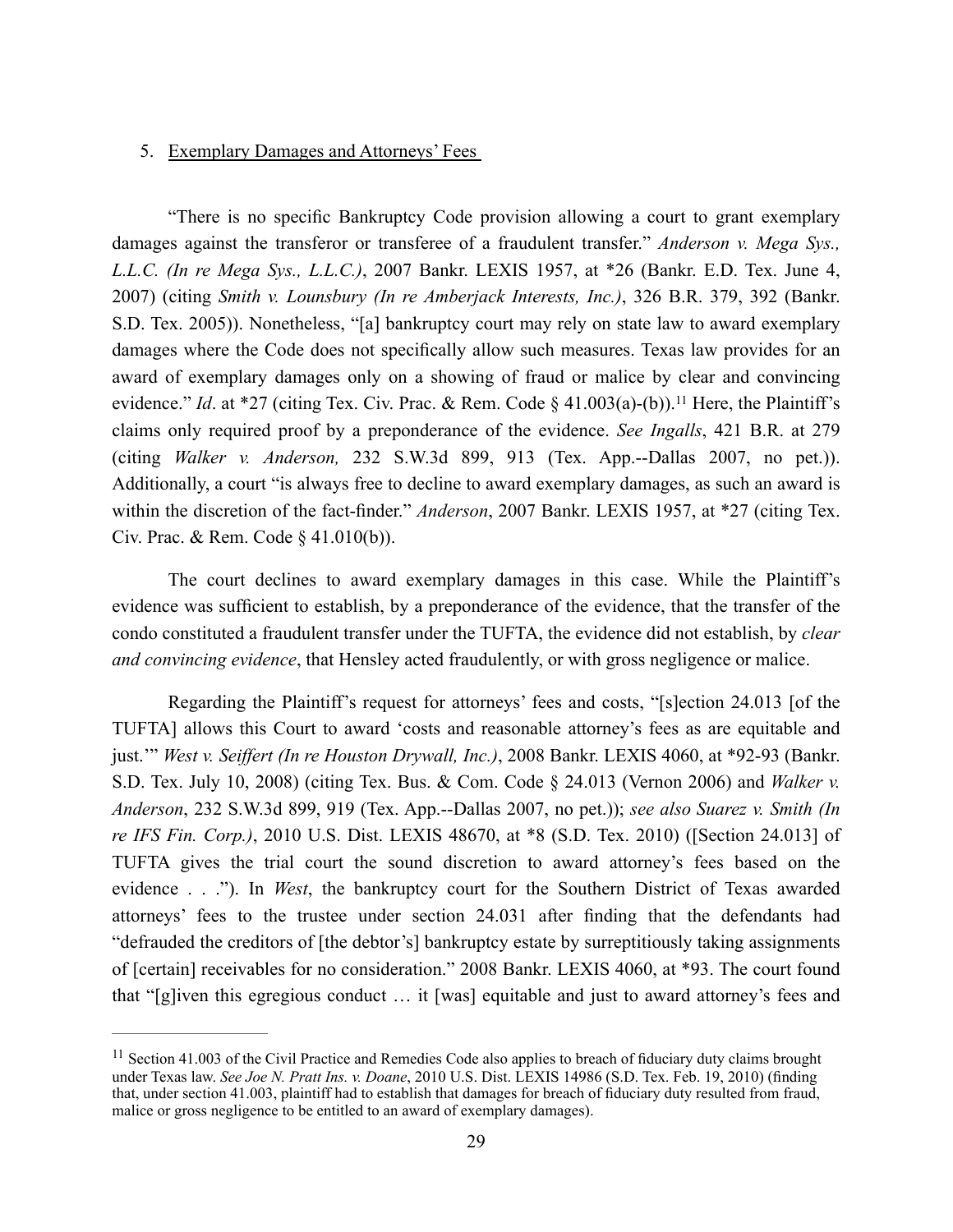5. Exemplary Damages and Attorneys' Fees

"There is no specific Bankruptcy Code provision allowing a court to grant exemplary damages against the transferor or transferee of a fraudulent transfer." *Anderson v. Mega Sys., L.L.C. (In re Mega Sys., L.L.C.)*, 2007 Bankr. LEXIS 1957, at *26 (Bankr. E.D. Tex. June 4, 2007) (citing *Smith v. Lounsbury (In re Amberjack Interests, Inc.)*, 326 B.R. 379, 392 (Bankr. S.D. Tex. 2005)). Nonetheless, "[a] bankruptcy court may rely on state law to award exemplary damages where the Code does not specifically allow such measures. Texas law provides for an award of exemplary damages only on a showing of fraud or malice by clear and convincing evidence." *Id*. at *27 (citing Tex. Civ. Prac. & Rem. Code § 41.003(a)-(b)).[11] Here, the Plaintiff's claims only required proof by a preponderance of the evidence. *See Ingalls*, 421 B.R. at 279 (citing *Walker v. Anderson,* 232 S.W.3d 899, 913 (Tex. App.--Dallas 2007, no pet.)). Additionally, a court "is always free to decline to award exemplary damages, as such an award is within the discretion of the fact-finder." *Anderson*, 2007 Bankr. LEXIS 1957, at *27 (citing Tex. Civ. Prac. & Rem. Code § 41.010(b)).

The court declines to award exemplary damages in this case. While the Plaintiff's evidence was sufficient to establish, by a preponderance of the evidence, that the transfer of the condo constituted a fraudulent transfer under the TUFTA, the evidence did not establish, by *clear and convincing evidence*, that Hensley acted fraudulently, or with gross negligence or malice.

Regarding the Plaintiff's request for attorneys' fees and costs, "[s]ection 24.013 [of the TUFTA] allows this Court to award 'costs and reasonable attorney's fees as are equitable and just.'" *West v. Seiffert (In re Houston Drywall, Inc.)*, 2008 Bankr. LEXIS 4060, at *92-93 (Bankr. S.D. Tex. July 10, 2008) (citing Tex. Bus. & Com. Code § 24.013 (Vernon 2006) and *Walker v. Anderson*, 232 S.W.3d 899, 919 (Tex. App.--Dallas 2007, no pet.)); *see also Suarez v. Smith (In re IFS Fin. Corp.)*, 2010 U.S. Dist. LEXIS 48670, at *8 (S.D. Tex. 2010) ([Section 24.013] of TUFTA gives the trial court the sound discretion to award attorney's fees based on the evidence . . ."). In *West*, the bankruptcy court for the Southern District of Texas awarded attorneys' fees to the trustee under section 24.031 after finding that the defendants had "defrauded the creditors of [the debtor's] bankruptcy estate by surreptitiously taking assignments of [certain] receivables for no consideration." 2008 Bankr. LEXIS 4060, at *93. The court found that "[g]iven this egregious conduct … it [was] equitable and just to award attorney's fees and

---

[11] Section 41.003 of the Civil Practice and Remedies Code also applies to breach of fiduciary duty claims brought under Texas law. *See Joe N. Pratt Ins. v. Doane*, 2010 U.S. Dist. LEXIS 14986 (S.D. Tex. Feb. 19, 2010) (finding that, under section 41.003, plaintiff had to establish that damages for breach of fiduciary duty resulted from fraud, malice or gross negligence to be entitled to an award of exemplary damages).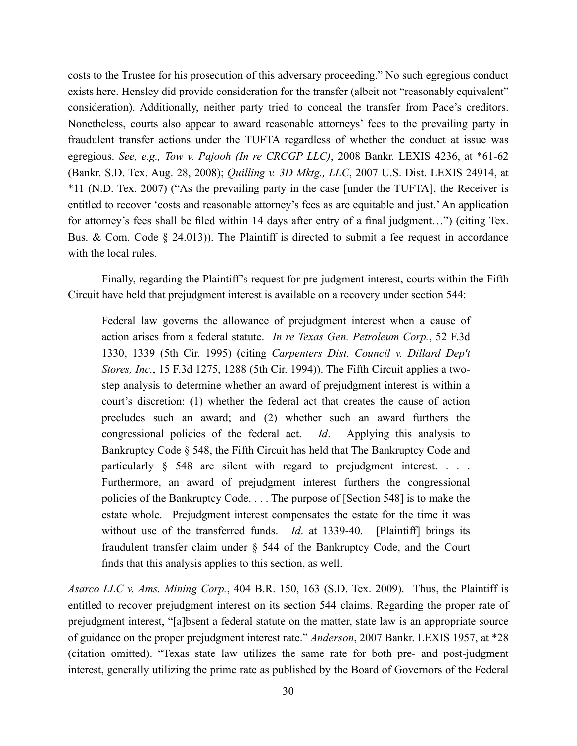costs to the Trustee for his prosecution of this adversary proceeding." No such egregious conduct exists here. Hensley did provide consideration for the transfer (albeit not "reasonably equivalent" consideration). Additionally, neither party tried to conceal the transfer from Pace's creditors. Nonetheless, courts also appear to award reasonable attorneys' fees to the prevailing party in fraudulent transfer actions under the TUFTA regardless of whether the conduct at issue was egregious. *See, e.g., Tow v. Pajooh (In re CRCGP LLC)*, 2008 Bankr. LEXIS 4236, at *61-62 (Bankr. S.D. Tex. Aug. 28, 2008); *Quilling v. 3D Mktg., LLC*, 2007 U.S. Dist. LEXIS 24914, at *11 (N.D. Tex. 2007) ("As the prevailing party in the case [under the TUFTA], the Receiver is entitled to recover 'costs and reasonable attorney's fees as are equitable and just.' An application for attorney's fees shall be filed within 14 days after entry of a final judgment…") (citing Tex. Bus. & Com. Code § 24.013)). The Plaintiff is directed to submit a fee request in accordance with the local rules.

Finally, regarding the Plaintiff's request for pre-judgment interest, courts within the Fifth Circuit have held that prejudgment interest is available on a recovery under section 544:

> Federal law governs the allowance of prejudgment interest when a cause of action arises from a federal statute. *In re Texas Gen. Petroleum Corp.*, 52 F.3d 1330, 1339 (5th Cir. 1995) (citing *Carpenters Dist. Council v. Dillard Dep't Stores, Inc.*, 15 F.3d 1275, 1288 (5th Cir. 1994)). The Fifth Circuit applies a two-step analysis to determine whether an award of prejudgment interest is within a court's discretion: (1) whether the federal act that creates the cause of action precludes such an award; and (2) whether such an award furthers the congressional policies of the federal act. *Id*. Applying this analysis to Bankruptcy Code § 548, the Fifth Circuit has held that The Bankruptcy Code and particularly § 548 are silent with regard to prejudgment interest. . . . Furthermore, an award of prejudgment interest furthers the congressional policies of the Bankruptcy Code. . . . The purpose of [Section 548] is to make the estate whole. Prejudgment interest compensates the estate for the time it was without use of the transferred funds. *Id*. at 1339-40. [Plaintiff] brings its fraudulent transfer claim under § 544 of the Bankruptcy Code, and the Court finds that this analysis applies to this section, as well.

*Asarco LLC v. Ams. Mining Corp.*, 404 B.R. 150, 163 (S.D. Tex. 2009). Thus, the Plaintiff is entitled to recover prejudgment interest on its section 544 claims. Regarding the proper rate of prejudgment interest, "[a]bsent a federal statute on the matter, state law is an appropriate source of guidance on the proper prejudgment interest rate." *Anderson*, 2007 Bankr. LEXIS 1957, at *28 (citation omitted). "Texas state law utilizes the same rate for both pre- and post-judgment interest, generally utilizing the prime rate as published by the Board of Governors of the Federal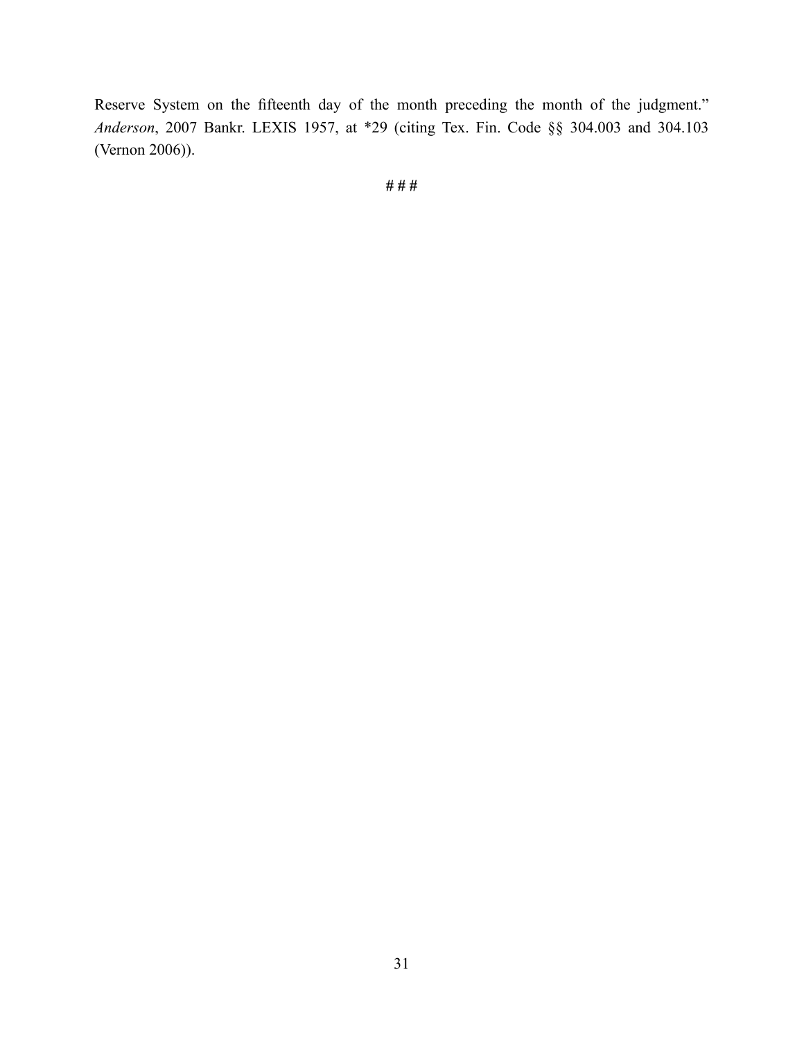Reserve System on the fifteenth day of the month preceding the month of the judgment." *Anderson*, 2007 Bankr. LEXIS 1957, at *29 (citing Tex. Fin. Code §§ 304.003 and 304.103 (Vernon 2006)).

# # #